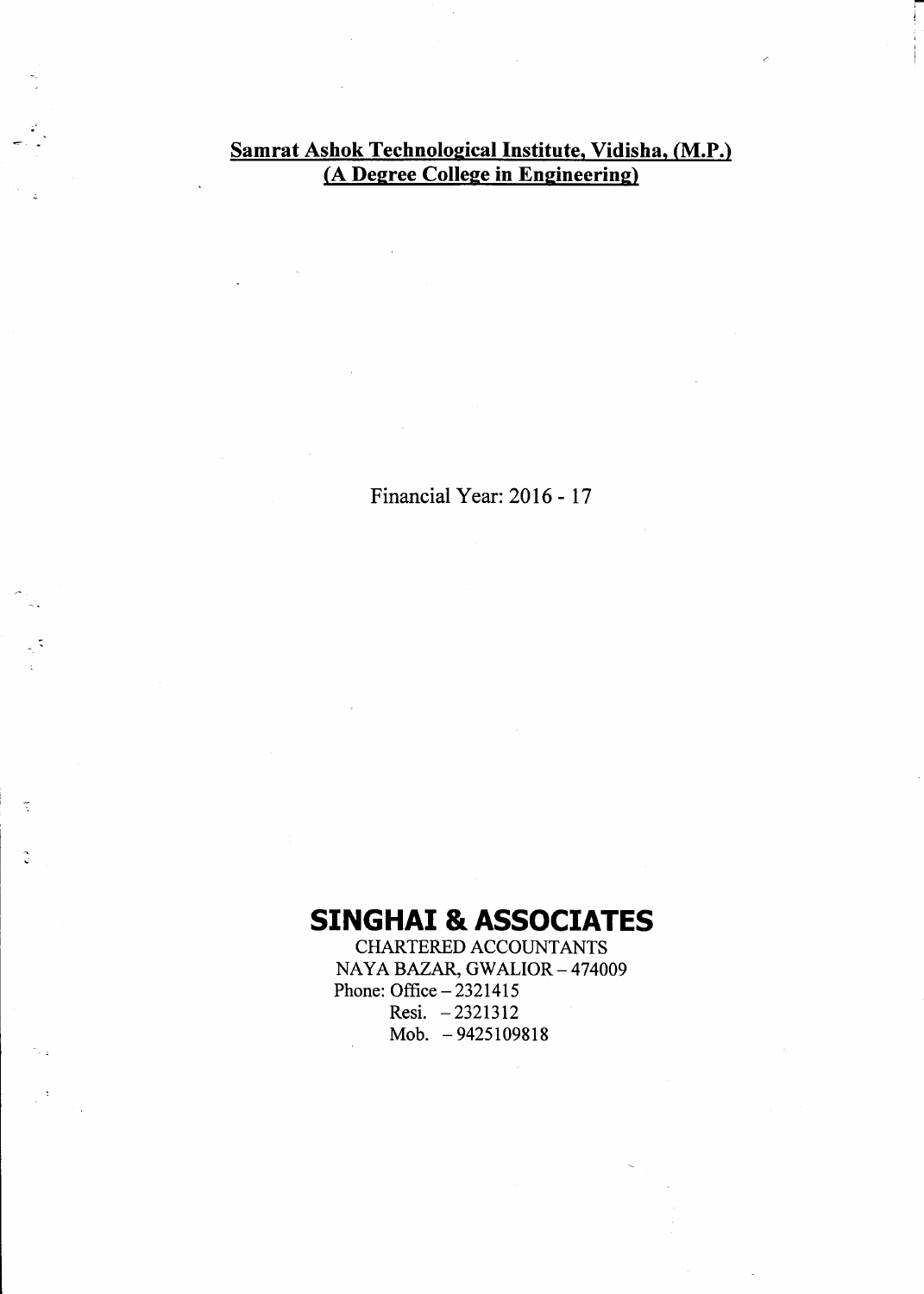# Samrat Ashok Technological Institute, Vidisha, (M.P.)
## (A Degree College in Engineering)

Financial Year: 2016 - 17

# SINGHAI & ASSOCIATES

CHARTERED ACCOUNTANTS
NAYA BAZAR, GWALIOR – 474009
Phone: Office – 2321415
Resi. – 2321312
Mob. – 9425109818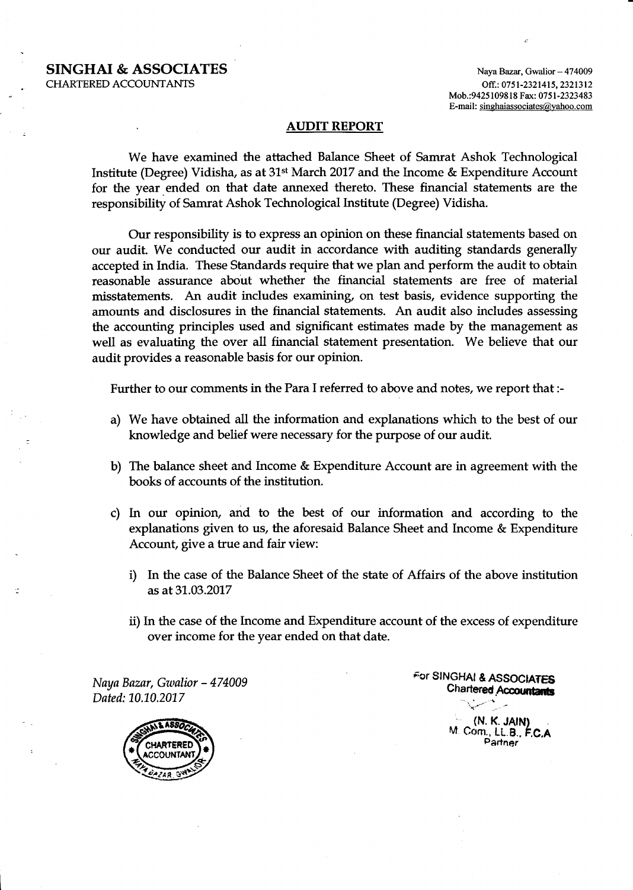## SINGHAI & ASSOCIATES
CHARTERED ACCOUNTANTS

Naya Bazar, Gwalior – 474009
Off.: 0751-2321415, 2321312
Mob.:9425109818 Fax: 0751-2323483
E-mail: singhaiassociates@yahoo.com

### AUDIT REPORT

We have examined the attached Balance Sheet of Samrat Ashok Technological Institute (Degree) Vidisha, as at 31st March 2017 and the Income & Expenditure Account for the year ended on that date annexed thereto. These financial statements are the responsibility of Samrat Ashok Technological Institute (Degree) Vidisha.

Our responsibility is to express an opinion on these financial statements based on our audit. We conducted our audit in accordance with auditing standards generally accepted in India. These Standards require that we plan and perform the audit to obtain reasonable assurance about whether the financial statements are free of material misstatements. An audit includes examining, on test basis, evidence supporting the amounts and disclosures in the financial statements. An audit also includes assessing the accounting principles used and significant estimates made by the management as well as evaluating the over all financial statement presentation. We believe that our audit provides a reasonable basis for our opinion.

Further to our comments in the Para I referred to above and notes, we report that :-

a) We have obtained all the information and explanations which to the best of our knowledge and belief were necessary for the purpose of our audit.

b) The balance sheet and Income & Expenditure Account are in agreement with the books of accounts of the institution.

c) In our opinion, and to the best of our information and according to the explanations given to us, the aforesaid Balance Sheet and Income & Expenditure Account, give a true and fair view:

   i) In the case of the Balance Sheet of the state of Affairs of the above institution as at 31.03.2017

   ii) In the case of the Income and Expenditure account of the excess of expenditure over income for the year ended on that date.

*Naya Bazar, Gwalior – 474009*
*Dated: 10.10.2017*

For SINGHAI & ASSOCIATES
Chartered Accountants

(N. K. JAIN)
M. Com., LL.B., F.C.A
Partner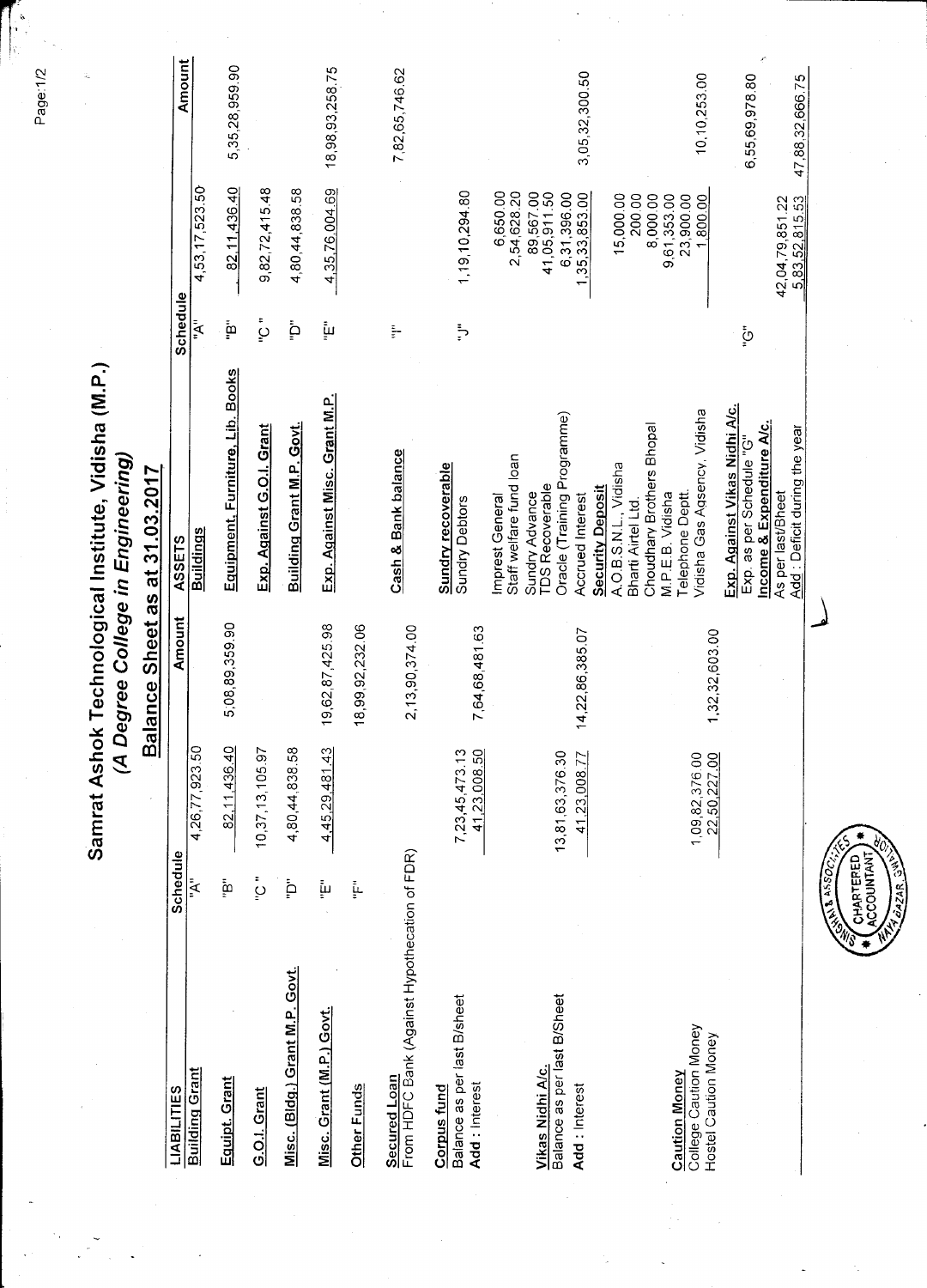# Samrat Ashok Technological Institute, Vidisha (M.P.)

## *(A Degree College in Engineering)*

## Balance Sheet as at 31.03.2017

| LIABILITIES | Schedule | | Amount | ASSETS | Schedule | | Amount |
|---|---|---|---|---|---|---|---|
| **Building Grant** | "A" | 4,26,77,923.50 | | **Buildings** | "A" | 4,53,17,523.50 | |
| **Equipt. Grant** | "B" | 82,11,436.40 | 5,08,89,359.90 | **Equipment, Furniture, Lib. Books** | "B" | 82,11,436.40 | 5,35,28,959.90 |
| **G.O.I. Grant** | "C" | 10,37,13,105.97 | | **Exp. Against G.O.I. Grant** | "C" | 9,82,72,415.48 | |
| **Misc. (Bldg.) Grant M.P. Govt.** | "D" | 4,80,44,838.58 | | **Building Grant M.P. Govt.** | "D" | 4,80,44,838.58 | |
| **Misc. Grant (M.P.) Govt.** | "E" | 4,45,29,481.43 | 19,62,87,425.98 | **Exp. Against Misc. Grant M.P.** | "E" | 4,35,76,004.69 | 18,98,93,258.75 |
| **Other Funds** | "F" | | 18,99,92,232.06 | | | | |
| **Secured Loan** | | | | **Cash & Bank balance** | "I" | | 7,82,65,746.62 |
| From HDFC Bank (Against Hypothecation of FDR) | | | 2,13,90,374.00 | | | | |
| **Corpus fund** | | | | **Sundry recoverable** | | | |
| Balance as per last B/sheet | | 7,23,45,473.13 | | Sundry Debtors | "J" | 1,19,10,294.80 | |
| Add : Interest | | 41,23,008.50 | 7,64,68,481.63 | | | | |
| | | | | Imprest General | | 6,650.00 | |
| | | | | Staff welfare fund loan | | 2,54,628.20 | |
| **Vikas Nidhi A/c.** | | | | Sundry Advance | | 89,567.00 | |
| Balance as per last B/Sheet | | 13,81,63,376.30 | | TDS Recoverable | | 41,05,911.50 | |
| | | | | Oracle (Training Programme) | | 6,31,396.00 | |
| Add : Interest | | 41,23,008.77 | 14,22,86,385.07 | Accrued Interest | | 1,35,33,853.00 | 3,05,32,300.50 |
| | | | | **Security Deposit** | | | |
| | | | | A.O.B.S.N.L., Vidisha | | 15,000.00 | |
| | | | | Bharti Airtel Ltd. | | 200.00 | |
| **Caution Money** | | | | Choudhary Brothers Bhopal | | 8,000.00 | |
| College Caution Money | | 1,09,82,376.00 | | M.P.E.B. Vidisha | | 9,61,353.00 | |
| Hostel Caution Money | | 22,50,227.00 | 1,32,32,603.00 | Telephone Deptt. | | 23,900.00 | |
| | | | | Vidisha Gas Agsency, Vidisha | | 1,800.00 | 10,10,253.00 |
| | | | | **Exp. Against Vikas Nidhi A/c.** | | | |
| | | | | Exp. as per Schedule "G" | "G" | | 6,55,69,978.80 |
| | | | | **Income & Expenditure A/c.** | | | |
| | | | | As per last/Bheet | | 42,04,79,851.22 | |
| | | | | Add : Deficit during the year | | 5,83,52,815.53 | 47,88,32,666.75 |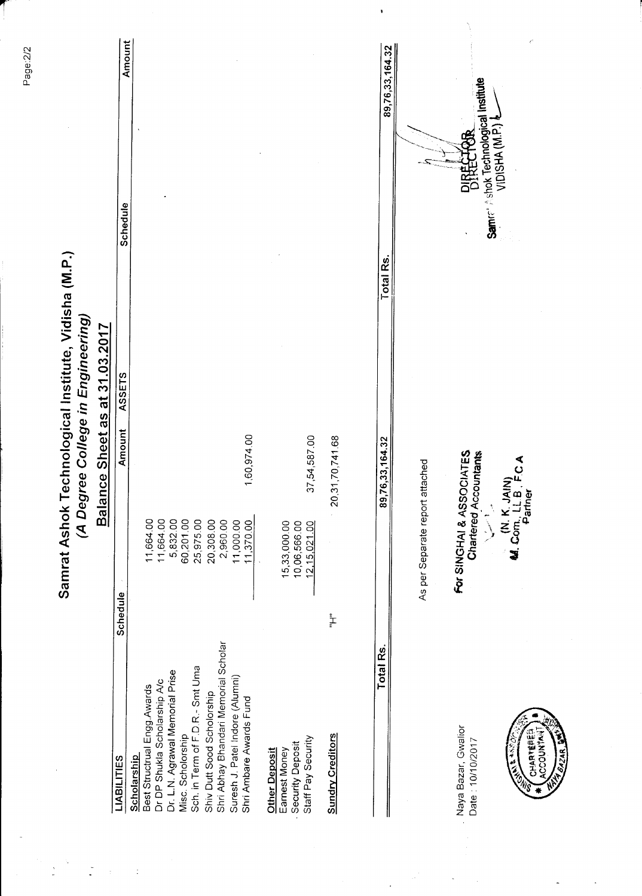# Samrat Ashok Technological Institute, Vidisha (M.P.)

## *(A Degree College in Engineering)*

### Balance Sheet as at 31.03.2017

| LIABILITIES | Schedule | | Amount | ASSETS | Schedule | Amount |
|---|---|---|---|---|---|---|
| **Scholarship** | | | | | | |
| Best Structrual Engg.Awards | | 11,664.00 | | | | |
| Dr DP Shukla Scholarship A/c | | 11,664.00 | | | | |
| Dr. L.N. Agrawal Memorial Prise | | 5,832.00 | | | | |
| Misc. Scholorship | | 60,201.00 | | | | |
| Sch. in Term of F.D.R.- Smt Uma | | 25,975.00 | | | | |
| Shiv Dutt Sood Scholorship | | 20,308.00 | | | | |
| Shri Abhay Bhandari Memorial Scholar | | 2,960.00 | | | | |
| Suresh J. Patel Indore (Alumni) | | 11,000.00 | | | | |
| Shri Ambare Awards Fund | | 11,370.00 | 1,60,974.00 | | | |
| **Other Deposit** | | | | | | |
| Earnest Money | | 15,33,000.00 | | | | |
| Security Deposit | | 10,06,566.00 | | | | |
| Staff Pay Security | | 12,15,021.00 | 37,54,587.00 | | | |
| **Sundry Creditors** | "H" | | 20,31,70,741.68 | | | |
| **Total Rs.** | | | 89,76,33,164.32 | **Total Rs.** | | 89,76,33,164.32 |

As per Separate report attached

For SINGHAI & ASSOCIATES
Chartered Accountants

(N. K. JAIN)
M. Com., LL.B., F.C.A
Partner

Naya Bazar, Gwalior
Date : 10/10/2017

DIRECTOR
Samrat Ashok Technological Institute
VIDISHA (M.P.)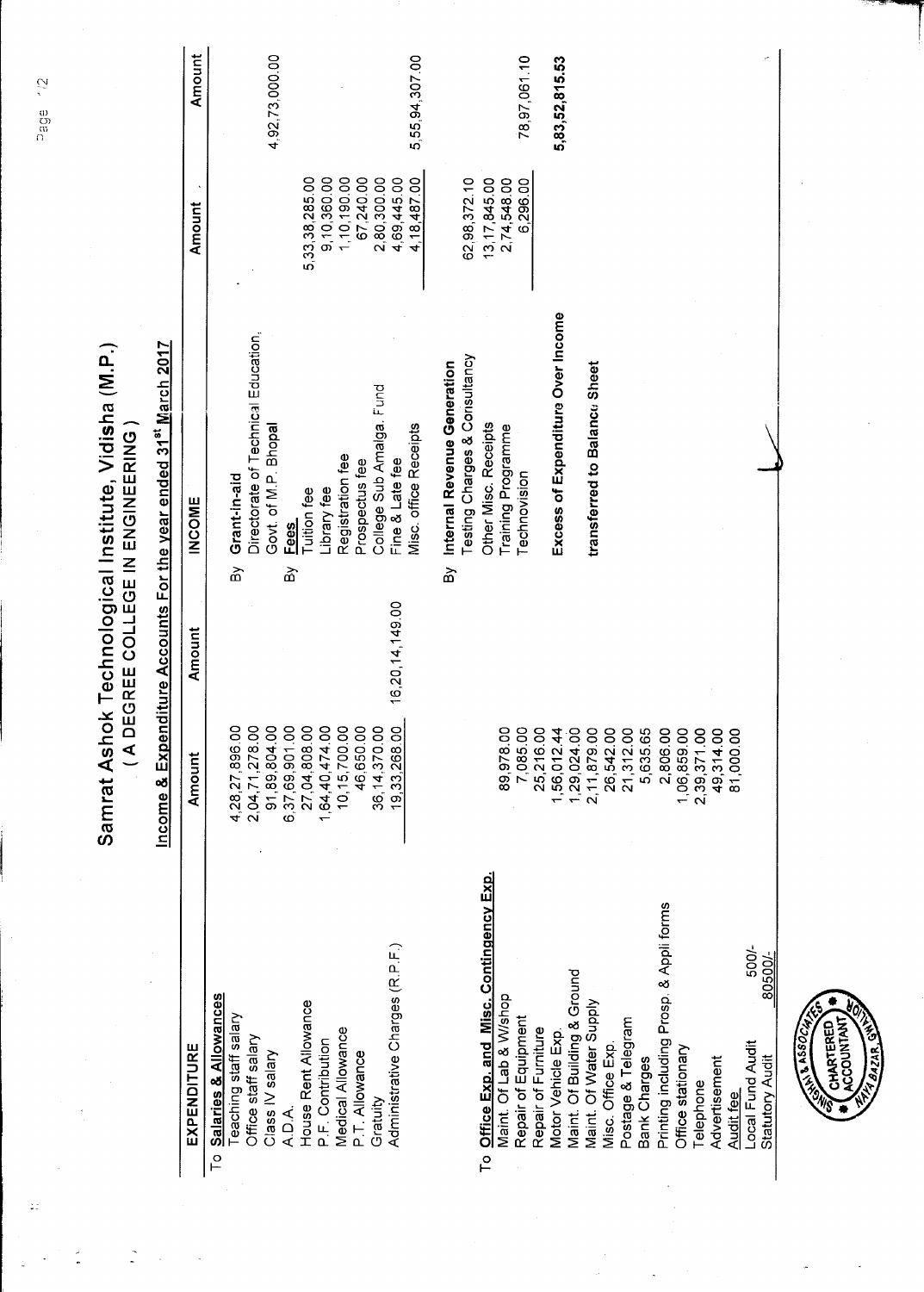# Samrat Ashok Technological Institute, Vidisha (M.P.)

## ( A DEGREE COLLEGE IN ENGINEERING )

### Income & Expenditure Accounts For the year ended 31st March 2017

| EXPENDITURE | Amount | Amount | INCOME | Amount | Amount |
|---|---|---|---|---|---|
| To **Salaries & Allowances** | | | By **Grant-in-aid** | | |
| Teaching staff salary | 4,28,27,896.00 | | Directorate of Technical Education, | | |
| Office staff salary | 2,04,71,278.00 | | Govt. of M.P. Bhopal | | 4,92,73,000.00 |
| Class IV salary | 91,89,804.00 | | By **Fees** | | |
| A.D.A. | 6,37,69,901.00 | | Tuition fee | 5,33,38,285.00 | |
| House Rent Allowance | 27,04,808.00 | | Library fee | 9,10,360.00 | |
| P.F. Contribution | 1,64,40,474.00 | | Registration fee | 1,10,190.00 | |
| Medical Allowance | 10,15,700.00 | | Prospectus fee | 67,240.00 | |
| P.T. Allowance | 46,650.00 | | College Sub Amalga. Fund | 2,80,300.00 | |
| Gratuity | 36,14,370.00 | | Fine & Late fee | 4,69,445.00 | |
| Administrative Charges (R.P.F.) | 19,33,268.00 | 16,20,14,149.00 | Misc. office Receipts | 4,18,487.00 | 5,55,94,307.00 |
| | | | By **Internal Revenue Generation** | | |
| To **Office Exp. and Misc. Contingency Exp.** | | | Testing Charges & Consultancy | 62,98,372.10 | |
| Maint. Of Lab & W/shop | 89,978.00 | | Other Misc. Receipts | 13,17,845.00 | |
| Repair of Equipment | 7,085.00 | | Training Programme | 2,74,548.00 | |
| Repair of Furniture | 25,216.00 | | Technovision | 6,296.00 | 78,97,061.10 |
| Motor Vehicle Exp. | 1,56,012.44 | | | | |
| Maint. Of Building & Ground | 1,29,024.00 | | **Excess of Expenditure Over Income** | | **5,83,52,815.53** |
| Maint. Of Water Supply | 2,11,879.00 | | | | |
| Misc. Office Exp. | 26,542.00 | | **transferred to Balance Sheet** | | |
| Postage & Telegram | 21,312.00 | | | | |
| Bank Charges | 5,635.65 | | | | |
| Printing including Prosp. & Appli forms | 2,806.00 | | | | |
| Office stationary | 1,06,859.00 | | | | |
| Telephone | 2,39,371.00 | | | | |
| Advertisement | 49,314.00 | | | | |
| Audit fee | 81,000.00 | | | | |
| Local Fund Audit 500/- | | | | | |
| Statutory Audit 80500/- | | | | | |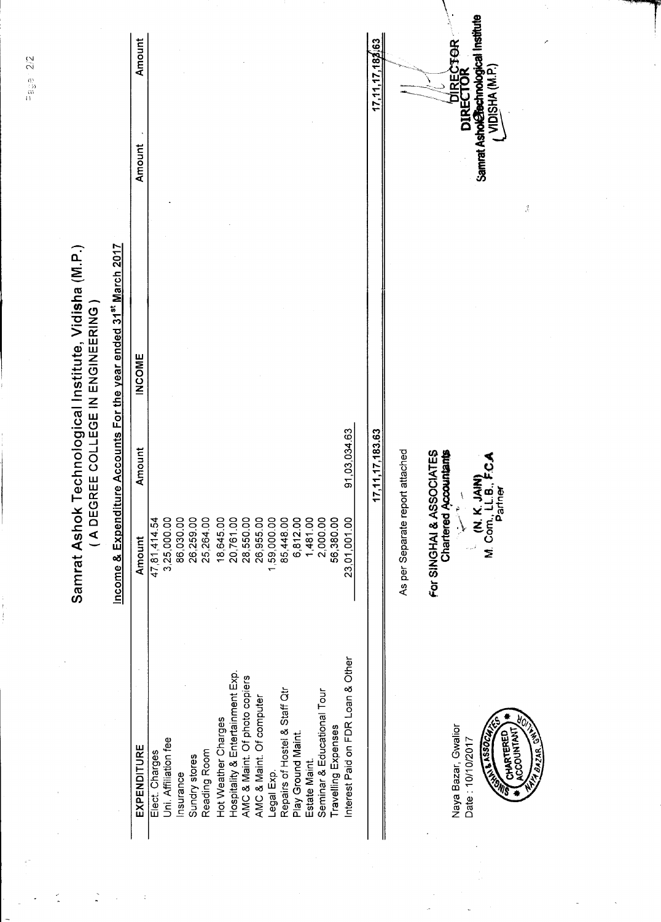# Samrat Ashok Technological Institute, Vidisha (M.P.)

## ( A DEGREE COLLEGE IN ENGINEERING )

### Income & Expenditure Accounts For the year ended 31st March 2017

| EXPENDITURE | Amount | Amount | INCOME | Amount | Amount |
|---|---|---|---|---|---|
| Elect. Charges | 47,81,414.54 | | | | |
| Uni. Affiliation fee | 3,25,000.00 | | | | |
| Insurance | 86,030.00 | | | | |
| Sundry stores | 26,259.00 | | | | |
| Reading Room | 25,264.00 | | | | |
| Hot Weather Charges | 18,645.00 | | | | |
| Hospitality & Entertainment Exp. | 20,761.00 | | | | |
| AMC & Maint. Of photo copiers | 28,550.00 | | | | |
| AMC & Maint. Of computer | 26,955.00 | | | | |
| Legal Exp. | 1,59,000.00 | | | | |
| Repairs of Hostel & Staff Qtr | 85,448.00 | | | | |
| Play Ground Maint. | 6,812.00 | | | | |
| Estate Maint. | 1,481.00 | | | | |
| Seminar & Educational Tour | 2,000.00 | | | | |
| Travelling Expenses | 56,380.00 | | | | |
| Interest Paid on FDR Loan & Other | 23,01,001.00 | 91,03,034.63 | | | |
| | | 17,11,17,183.63 | | | 17,11,17,183.63 |

As per Separate report attached

For SINGHAI & ASSOCIATES
Chartered Accountants

(N. K. JAIN)
M. Com., LL.B., F.C.A
Partner

Naya Bazar, Gwalior
Date : 10/10/2017

DIRECTOR
Samrat Ashok Technological Institute
VIDISHA (M.P.)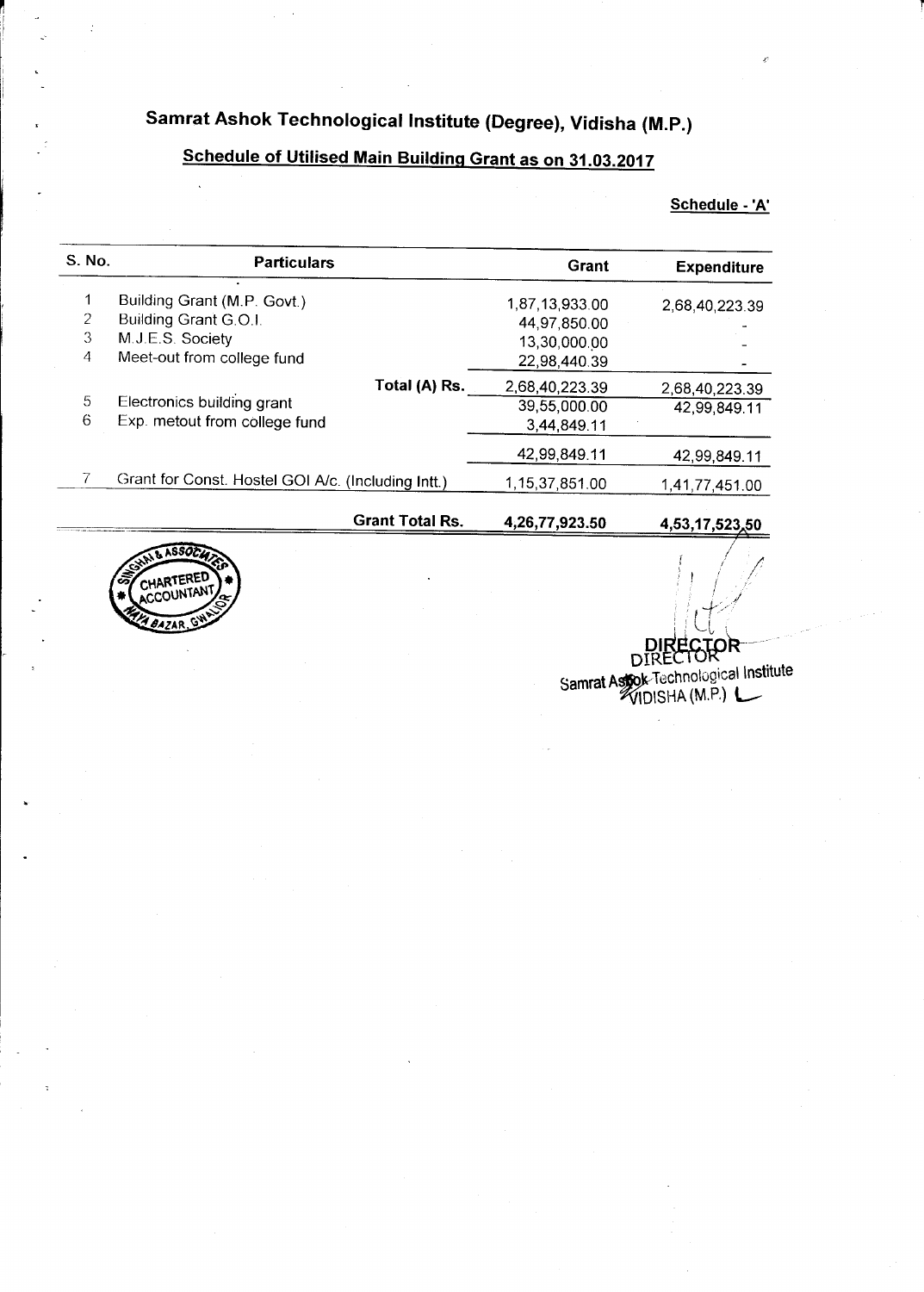# Samrat Ashok Technological Institute (Degree), Vidisha (M.P.)

## Schedule of Utilised Main Building Grant as on 31.03.2017

**Schedule - 'A'**

| S. No. | Particulars | Grant | Expenditure |
|---|---|---|---|
| 1 | Building Grant (M.P. Govt.) | 1,87,13,933.00 | 2,68,40,223.39 |
| 2 | Building Grant G.O.I. | 44,97,850.00 | - |
| 3 | M.J.E.S. Society | 13,30,000.00 | - |
| 4 | Meet-out from college fund | 22,98,440.39 | - |
| | **Total (A) Rs.** | 2,68,40,223.39 | 2,68,40,223.39 |
| 5 | Electronics building grant | 39,55,000.00 | 42,99,849.11 |
| 6 | Exp. metout from college fund | 3,44,849.11 | |
| | | 42,99,849.11 | 42,99,849.11 |
| 7 | Grant for Const. Hostel GOI A/c. (Including Intt.) | 1,15,37,851.00 | 1,41,77,451.00 |
| | **Grant Total Rs.** | **4,26,77,923.50** | **4,53,17,523.50** |

SINGHAI & ASSOCIATES CHARTERED ACCOUNTANT NAYA BAZAR, GWALIOR

DIRECTOR
Samrat Ashok Technological Institute
VIDISHA (M.P.)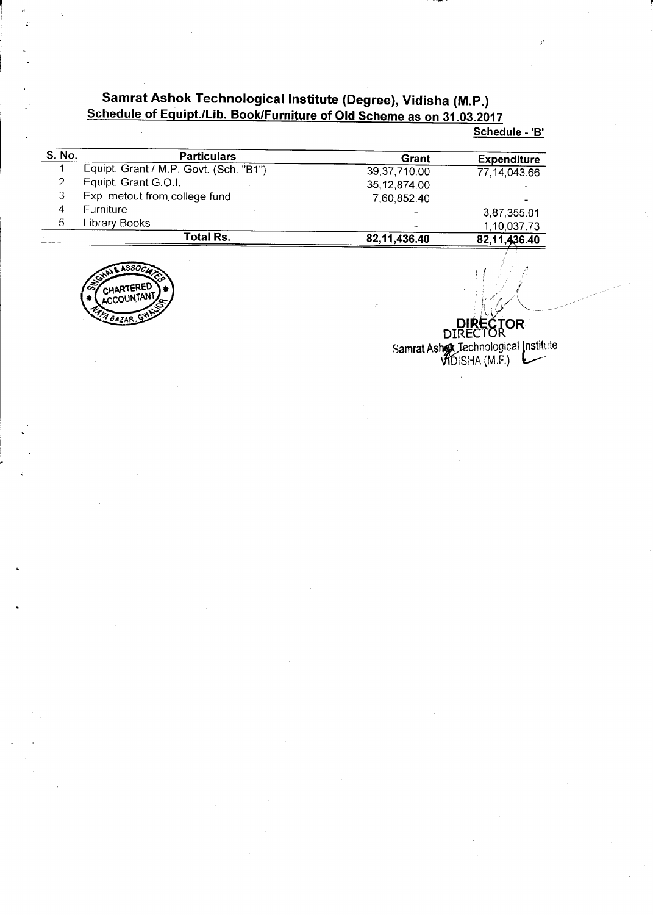## Samrat Ashok Technological Institute (Degree), Vidisha (M.P.)

**Schedule of Equipt./Lib. Book/Furniture of Old Scheme as on 31.03.2017**

**Schedule - 'B'**

| S. No. | Particulars | Grant | Expenditure |
|---|---|---|---|
| 1 | Equipt. Grant / M.P. Govt. (Sch. "B1") | 39,37,710.00 | 77,14,043.66 |
| 2 | Equipt. Grant G.O.I. | 35,12,874.00 | - |
| 3 | Exp. metout from college fund | 7,60,852.40 | - |
| 4 | Furniture | - | 3,87,355.01 |
| 5 | Library Books | - | 1,10,037.73 |
| | **Total Rs.** | **82,11,436.40** | **82,11,436.40** |

SINGHAI & ASSOCIATES CHARTERED ACCOUNTANT NAYA BAZAR, GWALIOR

**DIRECTOR**
DIRECTOR
Samrat Ashok Technological Institute
VIDISHA (M.P.)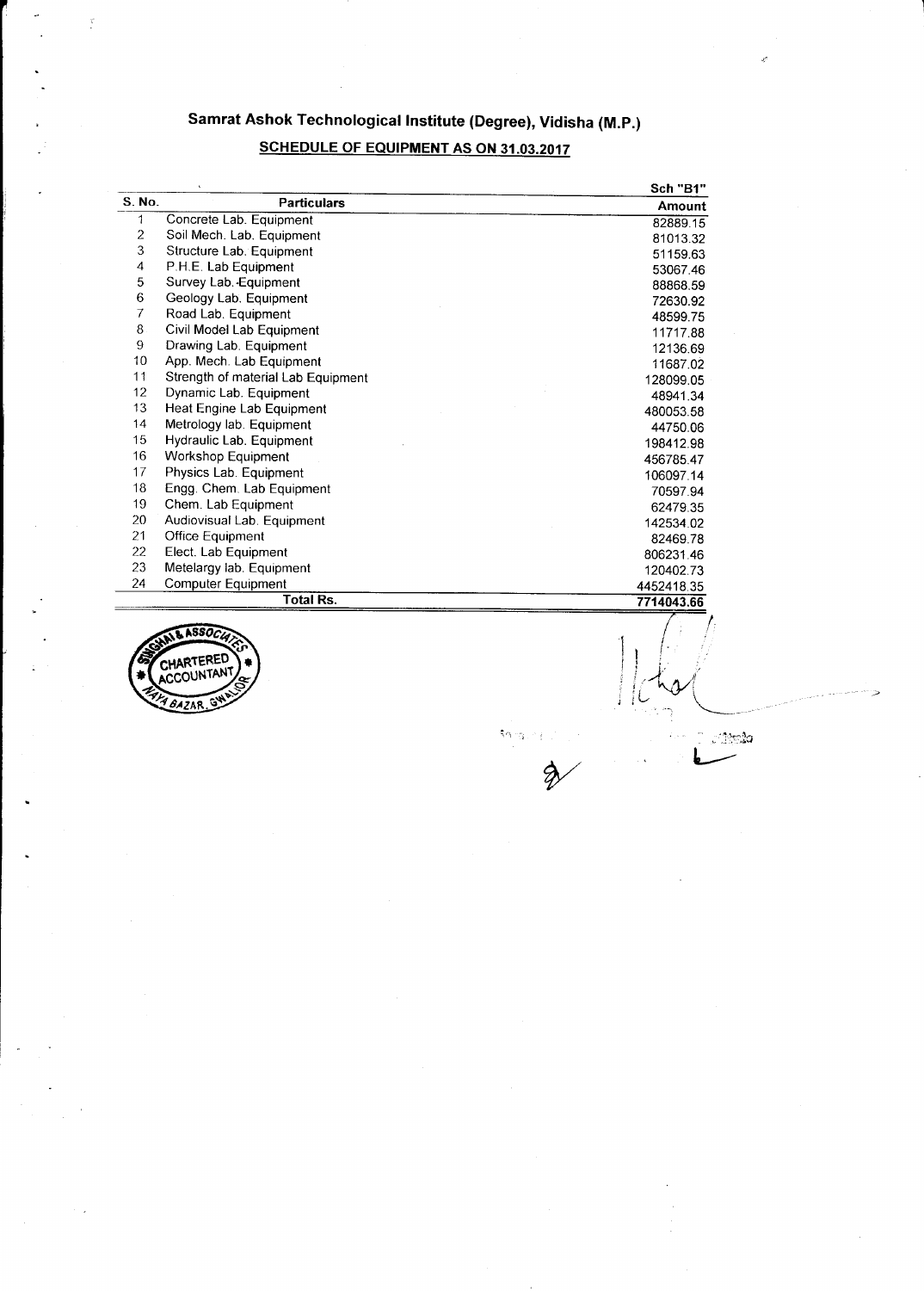# Samrat Ashok Technological Institute (Degree), Vidisha (M.P.)

## SCHEDULE OF EQUIPMENT AS ON 31.03.2017

| S. No. | Particulars | Sch "B1" Amount |
|---|---|---|
| 1 | Concrete Lab. Equipment | 82889.15 |
| 2 | Soil Mech. Lab. Equipment | 81013.32 |
| 3 | Structure Lab. Equipment | 51159.63 |
| 4 | P.H.E. Lab Equipment | 53067.46 |
| 5 | Survey Lab. Equipment | 88868.59 |
| 6 | Geology Lab. Equipment | 72630.92 |
| 7 | Road Lab. Equipment | 48599.75 |
| 8 | Civil Model Lab Equipment | 11717.88 |
| 9 | Drawing Lab. Equipment | 12136.69 |
| 10 | App. Mech. Lab Equipment | 11687.02 |
| 11 | Strength of material Lab Equipment | 128099.05 |
| 12 | Dynamic Lab. Equipment | 48941.34 |
| 13 | Heat Engine Lab Equipment | 480053.58 |
| 14 | Metrology lab. Equipment | 44750.06 |
| 15 | Hydraulic Lab. Equipment | 198412.98 |
| 16 | Workshop Equipment | 456785.47 |
| 17 | Physics Lab. Equipment | 106097.14 |
| 18 | Engg. Chem. Lab Equipment | 70597.94 |
| 19 | Chem. Lab Equipment | 62479.35 |
| 20 | Audiovisual Lab. Equipment | 142534.02 |
| 21 | Office Equipment | 82469.78 |
| 22 | Elect. Lab Equipment | 806231.46 |
| 23 | Metelargy lab. Equipment | 120402.73 |
| 24 | Computer Equipment | 4452418.35 |
| | **Total Rs.** | **7714043.66** |

SINGHAL & ASSOCIATES CHARTERED ACCOUNTANT NAYA BAZAR, GWALIOR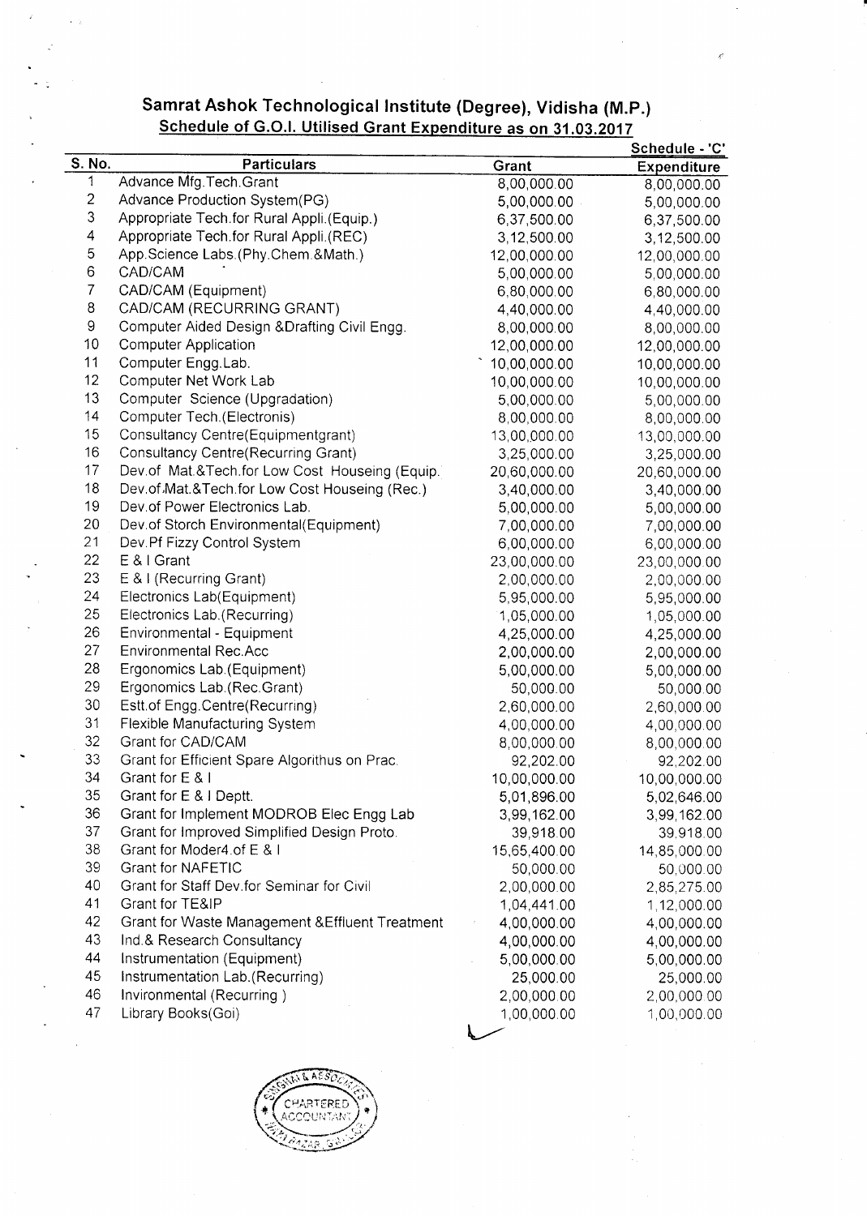# Samrat Ashok Technological Institute (Degree), Vidisha (M.P.)

## Schedule of G.O.I. Utilised Grant Expenditure as on 31.03.2017

Schedule - 'C'

| S. No. | Particulars | Grant | Expenditure |
|---|---|---|---|
| 1 | Advance Mfg.Tech.Grant | 8,00,000.00 | 8,00,000.00 |
| 2 | Advance Production System(PG) | 5,00,000.00 | 5,00,000.00 |
| 3 | Appropriate Tech.for Rural Appli.(Equip.) | 6,37,500.00 | 6,37,500.00 |
| 4 | Appropriate Tech.for Rural Appli.(REC) | 3,12,500.00 | 3,12,500.00 |
| 5 | App.Science Labs.(Phy.Chem.&Math.) | 12,00,000.00 | 12,00,000.00 |
| 6 | CAD/CAM | 5,00,000.00 | 5,00,000.00 |
| 7 | CAD/CAM (Equipment) | 6,80,000.00 | 6,80,000.00 |
| 8 | CAD/CAM (RECURRING GRANT) | 4,40,000.00 | 4,40,000.00 |
| 9 | Computer Aided Design &Drafting Civil Engg. | 8,00,000.00 | 8,00,000.00 |
| 10 | Computer Application | 12,00,000.00 | 12,00,000.00 |
| 11 | Computer Engg.Lab. | 10,00,000.00 | 10,00,000.00 |
| 12 | Computer Net Work Lab | 10,00,000.00 | 10,00,000.00 |
| 13 | Computer Science (Upgradation) | 5,00,000.00 | 5,00,000.00 |
| 14 | Computer Tech.(Electronis) | 8,00,000.00 | 8,00,000.00 |
| 15 | Consultancy Centre(Equipmentgrant) | 13,00,000.00 | 13,00,000.00 |
| 16 | Consultancy Centre(Recurring Grant) | 3,25,000.00 | 3,25,000.00 |
| 17 | Dev.of Mat.&Tech.for Low Cost Houseing (Equip. | 20,60,000.00 | 20,60,000.00 |
| 18 | Dev.of.Mat.&Tech.for Low Cost Houseing (Rec.) | 3,40,000.00 | 3,40,000.00 |
| 19 | Dev.of Power Electronics Lab. | 5,00,000.00 | 5,00,000.00 |
| 20 | Dev.of Storch Environmental(Equipment) | 7,00,000.00 | 7,00,000.00 |
| 21 | Dev.Pf Fizzy Control System | 6,00,000.00 | 6,00,000.00 |
| 22 | E & I Grant | 23,00,000.00 | 23,00,000.00 |
| 23 | E & I (Recurring Grant) | 2,00,000.00 | 2,00,000.00 |
| 24 | Electronics Lab(Equipment) | 5,95,000.00 | 5,95,000.00 |
| 25 | Electronics Lab.(Recurring) | 1,05,000.00 | 1,05,000.00 |
| 26 | Environmental - Equipment | 4,25,000.00 | 4,25,000.00 |
| 27 | Environmental Rec.Acc | 2,00,000.00 | 2,00,000.00 |
| 28 | Ergonomics Lab.(Equipment) | 5,00,000.00 | 5,00,000.00 |
| 29 | Ergonomics Lab.(Rec.Grant) | 50,000.00 | 50,000.00 |
| 30 | Estt.of Engg.Centre(Recurring) | 2,60,000.00 | 2,60,000.00 |
| 31 | Flexible Manufacturing System | 4,00,000.00 | 4,00,000.00 |
| 32 | Grant for CAD/CAM | 8,00,000.00 | 8,00,000.00 |
| 33 | Grant for Efficient Spare Algorithus on Prac. | 92,202.00 | 92,202.00 |
| 34 | Grant for E & I | 10,00,000.00 | 10,00,000.00 |
| 35 | Grant for E & I Deptt. | 5,01,896.00 | 5,02,646.00 |
| 36 | Grant for Implement MODROB Elec Engg Lab | 3,99,162.00 | 3,99,162.00 |
| 37 | Grant for Improved Simplified Design Proto. | 39,918.00 | 39,918.00 |
| 38 | Grant for Moder4.of E & I | 15,65,400.00 | 14,85,000.00 |
| 39 | Grant for NAFETIC | 50,000.00 | 50,000.00 |
| 40 | Grant for Staff Dev.for Seminar for Civil | 2,00,000.00 | 2,85,275.00 |
| 41 | Grant for TE&IP | 1,04,441.00 | 1,12,000.00 |
| 42 | Grant for Waste Management &Effluent Treatment | 4,00,000.00 | 4,00,000.00 |
| 43 | Ind.& Research Consultancy | 4,00,000.00 | 4,00,000.00 |
| 44 | Instrumentation (Equipment) | 5,00,000.00 | 5,00,000.00 |
| 45 | Instrumentation Lab.(Recurring) | 25,000.00 | 25,000.00 |
| 46 | Invironmental (Recurring ) | 2,00,000.00 | 2,00,000.00 |
| 47 | Library Books(Goi) | 1,00,000.00 | 1,00,000.00 |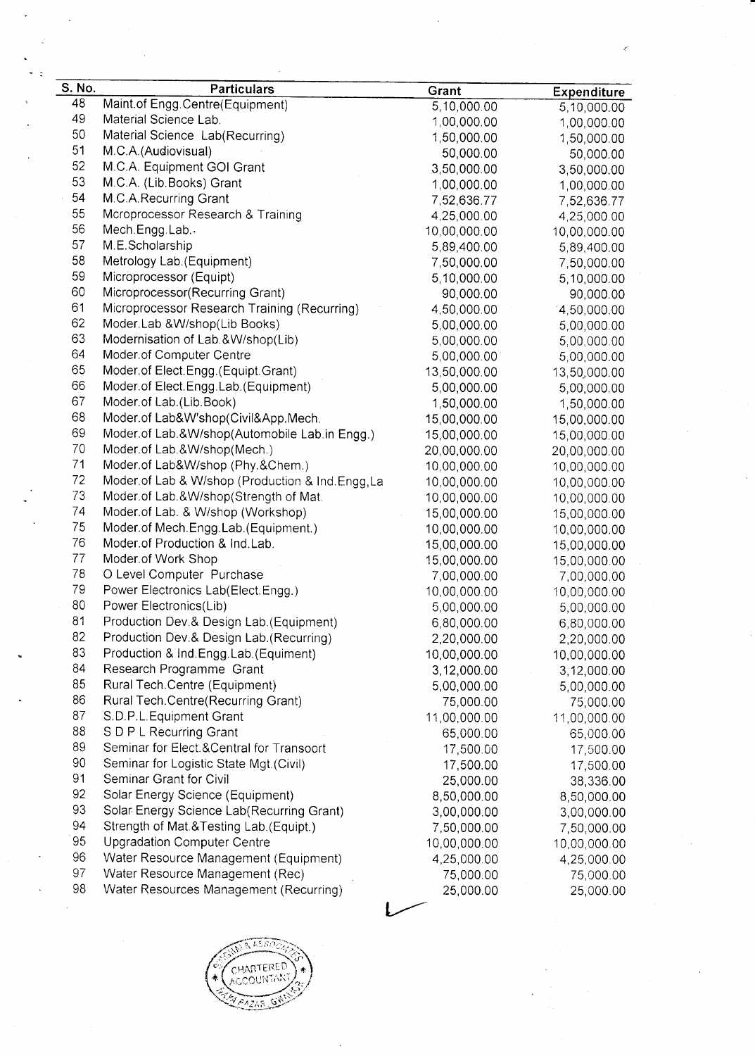| S. No. | Particulars | Grant | Expenditure |
|---|---|---|---|
| 48 | Maint.of Engg.Centre(Equipment) | 5,10,000.00 | 5,10,000.00 |
| 49 | Material Science Lab. | 1,00,000.00 | 1,00,000.00 |
| 50 | Material Science Lab(Recurring) | 1,50,000.00 | 1,50,000.00 |
| 51 | M.C.A.(Audiovisual) | 50,000.00 | 50,000.00 |
| 52 | M.C.A. Equipment GOI Grant | 3,50,000.00 | 3,50,000.00 |
| 53 | M.C.A. (Lib.Books) Grant | 1,00,000.00 | 1,00,000.00 |
| 54 | M.C.A.Recurring Grant | 7,52,636.77 | 7,52,636.77 |
| 55 | Mcroprocessor Research & Training | 4,25,000.00 | 4,25,000.00 |
| 56 | Mech.Engg.Lab. | 10,00,000.00 | 10,00,000.00 |
| 57 | M.E.Scholarship | 5,89,400.00 | 5,89,400.00 |
| 58 | Metrology Lab.(Equipment) | 7,50,000.00 | 7,50,000.00 |
| 59 | Microprocessor (Equipt) | 5,10,000.00 | 5,10,000.00 |
| 60 | Microprocessor(Recurring Grant) | 90,000.00 | 90,000.00 |
| 61 | Microprocessor Research Training (Recurring) | 4,50,000.00 | 4,50,000.00 |
| 62 | Moder.Lab &W/shop(Lib Books) | 5,00,000.00 | 5,00,000.00 |
| 63 | Modernisation of Lab.&W/shop(Lib) | 5,00,000.00 | 5,00,000.00 |
| 64 | Moder.of Computer Centre | 5,00,000.00 | 5,00,000.00 |
| 65 | Moder.of Elect.Engg.(Equipt.Grant) | 13,50,000.00 | 13,50,000.00 |
| 66 | Moder.of Elect.Engg.Lab.(Equipment) | 5,00,000.00 | 5,00,000.00 |
| 67 | Moder.of Lab.(Lib.Book) | 1,50,000.00 | 1,50,000.00 |
| 68 | Moder.of Lab&W'shop(Civil&App.Mech. | 15,00,000.00 | 15,00,000.00 |
| 69 | Moder.of Lab.&W/shop(Automobile Lab.in Engg.) | 15,00,000.00 | 15,00,000.00 |
| 70 | Moder.of Lab.&W/shop(Mech.) | 20,00,000.00 | 20,00,000.00 |
| 71 | Moder.of Lab&W/shop (Phy.&Chem.) | 10,00,000.00 | 10,00,000.00 |
| 72 | Moder.of Lab & W/shop (Production & Ind.Engg,La | 10,00,000.00 | 10,00,000.00 |
| 73 | Moder.of Lab.&W/shop(Strength of Mat. | 10,00,000.00 | 10,00,000.00 |
| 74 | Moder.of Lab. & W/shop (Workshop) | 15,00,000.00 | 15,00,000.00 |
| 75 | Moder.of Mech.Engg.Lab.(Equipment.) | 10,00,000.00 | 10,00,000.00 |
| 76 | Moder.of Production & Ind.Lab. | 15,00,000.00 | 15,00,000.00 |
| 77 | Moder.of Work Shop | 15,00,000.00 | 15,00,000.00 |
| 78 | O Level Computer Purchase | 7,00,000.00 | 7,00,000.00 |
| 79 | Power Electronics Lab(Elect.Engg.) | 10,00,000.00 | 10,00,000.00 |
| 80 | Power Electronics(Lib) | 5,00,000.00 | 5,00,000.00 |
| 81 | Production Dev.& Design Lab.(Equipment) | 6,80,000.00 | 6,80,000.00 |
| 82 | Production Dev.& Design Lab.(Recurring) | 2,20,000.00 | 2,20,000.00 |
| 83 | Production & Ind.Engg.Lab.(Equiment) | 10,00,000.00 | 10,00,000.00 |
| 84 | Research Programme Grant | 3,12,000.00 | 3,12,000.00 |
| 85 | Rural Tech.Centre (Equipment) | 5,00,000.00 | 5,00,000.00 |
| 86 | Rural Tech.Centre(Recurring Grant) | 75,000.00 | 75,000.00 |
| 87 | S.D.P.L.Equipment Grant | 11,00,000.00 | 11,00,000.00 |
| 88 | S D P L Recurring Grant | 65,000.00 | 65,000.00 |
| 89 | Seminar for Elect.&Central for Transoort | 17,500.00 | 17,500.00 |
| 90 | Seminar for Logistic State Mgt.(Civil) | 17,500.00 | 17,500.00 |
| 91 | Seminar Grant for Civil | 25,000.00 | 38,336.00 |
| 92 | Solar Energy Science (Equipment) | 8,50,000.00 | 8,50,000.00 |
| 93 | Solar Energy Science Lab(Recurring Grant) | 3,00,000.00 | 3,00,000.00 |
| 94 | Strength of Mat.&Testing Lab.(Equipt.) | 7,50,000.00 | 7,50,000.00 |
| 95 | Upgradation Computer Centre | 10,00,000.00 | 10,00,000.00 |
| 96 | Water Resource Management (Equipment) | 4,25,000.00 | 4,25,000.00 |
| 97 | Water Resource Management (Rec) | 75,000.00 | 75,000.00 |
| 98 | Water Resources Management (Recurring) | 25,000.00 | 25,000.00 |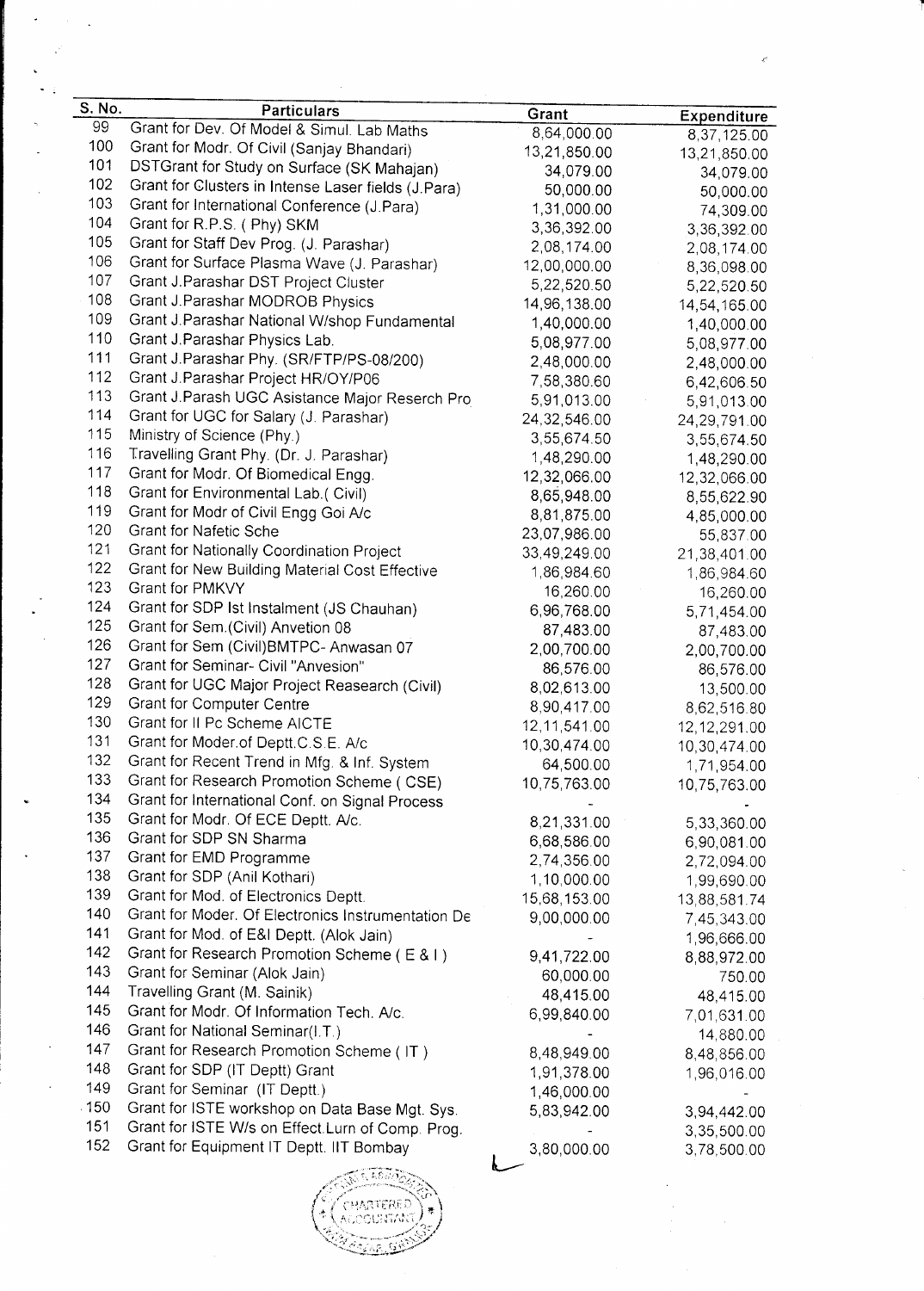| S. No. | Particulars | Grant | Expenditure |
|---|---|---|---|
| 99 | Grant for Dev. Of Model & Simul. Lab Maths | 8,64,000.00 | 8,37,125.00 |
| 100 | Grant for Modr. Of Civil (Sanjay Bhandari) | 13,21,850.00 | 13,21,850.00 |
| 101 | DSTGrant for Study on Surface (SK Mahajan) | 34,079.00 | 34,079.00 |
| 102 | Grant for Clusters in Intense Laser fields (J.Para) | 50,000.00 | 50,000.00 |
| 103 | Grant for International Conference (J.Para) | 1,31,000.00 | 74,309.00 |
| 104 | Grant for R.P.S. ( Phy) SKM | 3,36,392.00 | 3,36,392.00 |
| 105 | Grant for Staff Dev Prog. (J. Parashar) | 2,08,174.00 | 2,08,174.00 |
| 106 | Grant for Surface Plasma Wave (J. Parashar) | 12,00,000.00 | 8,36,098.00 |
| 107 | Grant J.Parashar DST Project Cluster | 5,22,520.50 | 5,22,520.50 |
| 108 | Grant J.Parashar MODROB Physics | 14,96,138.00 | 14,54,165.00 |
| 109 | Grant J.Parashar National W/shop Fundamental | 1,40,000.00 | 1,40,000.00 |
| 110 | Grant J.Parashar Physics Lab. | 5,08,977.00 | 5,08,977.00 |
| 111 | Grant J.Parashar Phy. (SR/FTP/PS-08/200) | 2,48,000.00 | 2,48,000.00 |
| 112 | Grant J.Parashar Project HR/OY/P06 | 7,58,380.60 | 6,42,606.50 |
| 113 | Grant J.Parash UGC Asistance Major Reserch Pro | 5,91,013.00 | 5,91,013.00 |
| 114 | Grant for UGC for Salary (J. Parashar) | 24,32,546.00 | 24,29,791.00 |
| 115 | Ministry of Science (Phy.) | 3,55,674.50 | 3,55,674.50 |
| 116 | Travelling Grant Phy. (Dr. J. Parashar) | 1,48,290.00 | 1,48,290.00 |
| 117 | Grant for Modr. Of Biomedical Engg. | 12,32,066.00 | 12,32,066.00 |
| 118 | Grant for Environmental Lab.( Civil) | 8,65,948.00 | 8,55,622.90 |
| 119 | Grant for Modr of Civil Engg Goi A/c | 8,81,875.00 | 4,85,000.00 |
| 120 | Grant for Nafetic Sche | 23,07,986.00 | 55,837.00 |
| 121 | Grant for Nationally Coordination Project | 33,49,249.00 | 21,38,401.00 |
| 122 | Grant for New Building Material Cost Effective | 1,86,984.60 | 1,86,984.60 |
| 123 | Grant for PMKVY | 16,260.00 | 16,260.00 |
| 124 | Grant for SDP Ist Instalment (JS Chauhan) | 6,96,768.00 | 5,71,454.00 |
| 125 | Grant for Sem.(Civil) Anvetion 08 | 87,483.00 | 87,483.00 |
| 126 | Grant for Sem (Civil)BMTPC- Anwasan 07 | 2,00,700.00 | 2,00,700.00 |
| 127 | Grant for Seminar- Civil "Anvesion" | 86,576.00 | 86,576.00 |
| 128 | Grant for UGC Major Project Reasearch (Civil) | 8,02,613.00 | 13,500.00 |
| 129 | Grant for Computer Centre | 8,90,417.00 | 8,62,516.80 |
| 130 | Grant for II Pc Scheme AICTE | 12,11,541.00 | 12,12,291.00 |
| 131 | Grant for Moder.of Deptt.C.S.E. A/c | 10,30,474.00 | 10,30,474.00 |
| 132 | Grant for Recent Trend in Mfg. & Inf. System | 64,500.00 | 1,71,954.00 |
| 133 | Grant for Research Promotion Scheme ( CSE) | 10,75,763.00 | 10,75,763.00 |
| 134 | Grant for International Conf. on Signal Process | - | - |
| 135 | Grant for Modr. Of ECE Deptt. A/c. | 8,21,331.00 | 5,33,360.00 |
| 136 | Grant for SDP SN Sharma | 6,68,586.00 | 6,90,081.00 |
| 137 | Grant for EMD Programme | 2,74,356.00 | 2,72,094.00 |
| 138 | Grant for SDP (Anil Kothari) | 1,10,000.00 | 1,99,690.00 |
| 139 | Grant for Mod. of Electronics Deptt. | 15,68,153.00 | 13,88,581.74 |
| 140 | Grant for Moder. Of Electronics Instrumentation De | 9,00,000.00 | 7,45,343.00 |
| 141 | Grant for Mod. of E&I Deptt. (Alok Jain) | - | 1,96,666.00 |
| 142 | Grant for Research Promotion Scheme ( E & I ) | 9,41,722.00 | 8,88,972.00 |
| 143 | Grant for Seminar (Alok Jain) | 60,000.00 | 750.00 |
| 144 | Travelling Grant (M. Sainik) | 48,415.00 | 48,415.00 |
| 145 | Grant for Modr. Of Information Tech. A/c. | 6,99,840.00 | 7,01,631.00 |
| 146 | Grant for National Seminar(I.T.) | - | 14,880.00 |
| 147 | Grant for Research Promotion Scheme ( IT ) | 8,48,949.00 | 8,48,856.00 |
| 148 | Grant for SDP (IT Deptt) Grant | 1,91,378.00 | 1,96,016.00 |
| 149 | Grant for Seminar (IT Deptt.) | 1,46,000.00 | - |
| 150 | Grant for ISTE workshop on Data Base Mgt. Sys. | 5,83,942.00 | 3,94,442.00 |
| 151 | Grant for ISTE W/s on Effect.Lurn of Comp. Prog. | - | 3,35,500.00 |
| 152 | Grant for Equipment IT Deptt. IIT Bombay | 3,80,000.00 | 3,78,500.00 |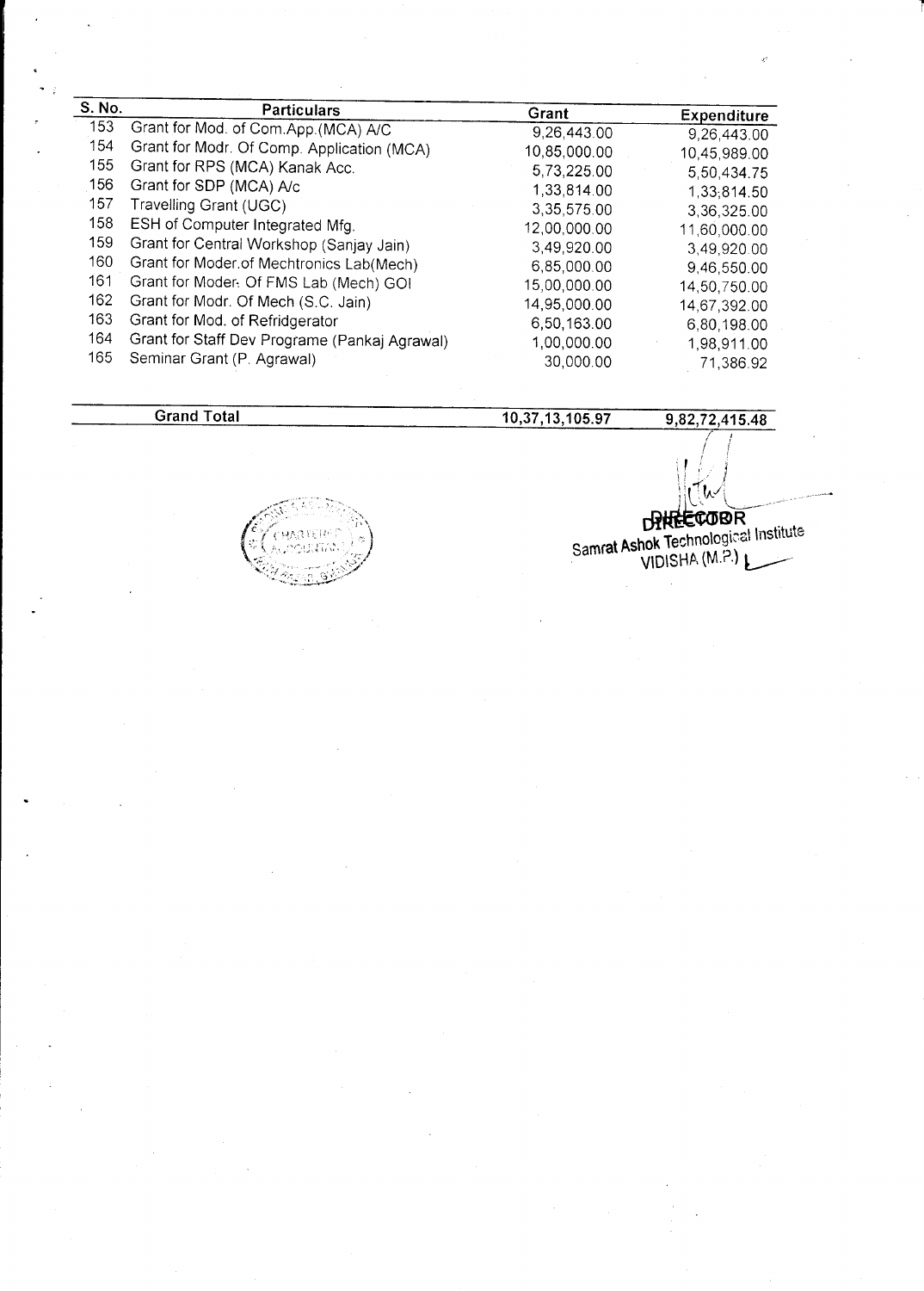| S. No. | Particulars | Grant | Expenditure |
|---|---|---|---|
| 153 | Grant for Mod. of Com.App.(MCA) A/C | 9,26,443.00 | 9,26,443.00 |
| 154 | Grant for Modr. Of Comp. Application (MCA) | 10,85,000.00 | 10,45,989.00 |
| 155 | Grant for RPS (MCA) Kanak Acc. | 5,73,225.00 | 5,50,434.75 |
| 156 | Grant for SDP (MCA) A/c | 1,33,814.00 | 1,33,814.50 |
| 157 | Travelling Grant (UGC) | 3,35,575.00 | 3,36,325.00 |
| 158 | ESH of Computer Integrated Mfg. | 12,00,000.00 | 11,60,000.00 |
| 159 | Grant for Central Workshop (Sanjay Jain) | 3,49,920.00 | 3,49,920.00 |
| 160 | Grant for Moder.of Mechtronics Lab(Mech) | 6,85,000.00 | 9,46,550.00 |
| 161 | Grant for Moder. Of FMS Lab (Mech) GOI | 15,00,000.00 | 14,50,750.00 |
| 162 | Grant for Modr. Of Mech (S.C. Jain) | 14,95,000.00 | 14,67,392.00 |
| 163 | Grant for Mod. of Refridgerator | 6,50,163.00 | 6,80,198.00 |
| 164 | Grant for Staff Dev Programe (Pankaj Agrawal) | 1,00,000.00 | 1,98,911.00 |
| 165 | Seminar Grant (P. Agrawal) | 30,000.00 | 71,386.92 |
| | **Grand Total** | **10,37,13,105.97** | **9,82,72,415.48** |

DIRECTOR
Samrat Ashok Technological Institute
VIDISHA (M.P.)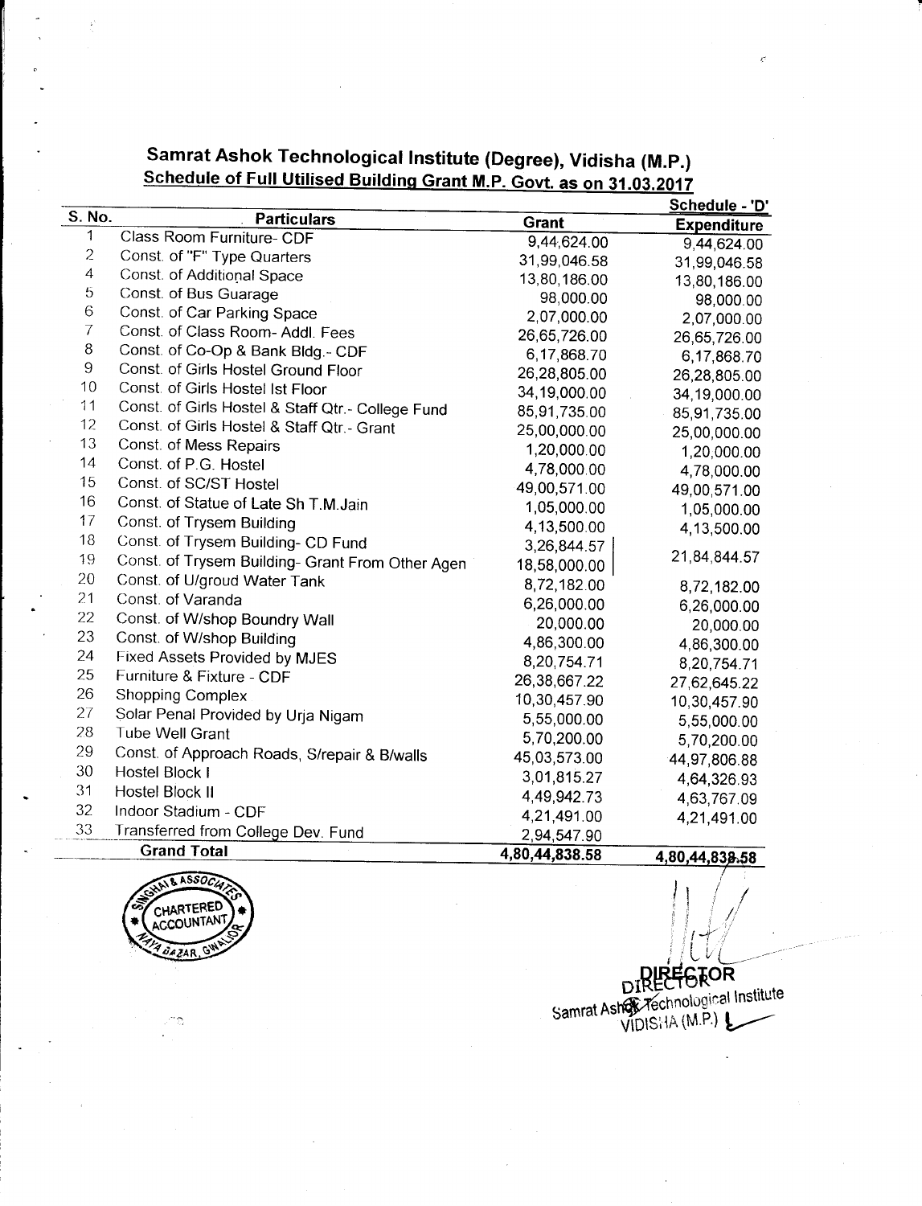## Samrat Ashok Technological Institute (Degree), Vidisha (M.P.)

### Schedule of Full Utilised Building Grant M.P. Govt. as on 31.03.2017

Schedule - 'D'

| S. No. | Particulars | Grant | Expenditure |
|---|---|---|---|
| 1 | Class Room Furniture- CDF | 9,44,624.00 | 9,44,624.00 |
| 2 | Const. of "F" Type Quarters | 31,99,046.58 | 31,99,046.58 |
| 4 | Const. of Additional Space | 13,80,186.00 | 13,80,186.00 |
| 5 | Const. of Bus Guarage | 98,000.00 | 98,000.00 |
| 6 | Const. of Car Parking Space | 2,07,000.00 | 2,07,000.00 |
| 7 | Const. of Class Room- Addl. Fees | 26,65,726.00 | 26,65,726.00 |
| 8 | Const. of Co-Op & Bank Bldg.- CDF | 6,17,868.70 | 6,17,868.70 |
| 9 | Const. of Girls Hostel Ground Floor | 26,28,805.00 | 26,28,805.00 |
| 10 | Const. of Girls Hostel Ist Floor | 34,19,000.00 | 34,19,000.00 |
| 11 | Const. of Girls Hostel & Staff Qtr.- College Fund | 85,91,735.00 | 85,91,735.00 |
| 12 | Const. of Girls Hostel & Staff Qtr.- Grant | 25,00,000.00 | 25,00,000.00 |
| 13 | Const. of Mess Repairs | 1,20,000.00 | 1,20,000.00 |
| 14 | Const. of P.G. Hostel | 4,78,000.00 | 4,78,000.00 |
| 15 | Const. of SC/ST Hostel | 49,00,571.00 | 49,00,571.00 |
| 16 | Const. of Statue of Late Sh T.M.Jain | 1,05,000.00 | 1,05,000.00 |
| 17 | Const. of Trysem Building | 4,13,500.00 | 4,13,500.00 |
| 18 | Const. of Trysem Building- CD Fund | 3,26,844.57 | 21,84,844.57 |
| 19 | Const. of Trysem Building- Grant From Other Agen | 18,58,000.00 | |
| 20 | Const. of U/groud Water Tank | 8,72,182.00 | 8,72,182.00 |
| 21 | Const. of Varanda | 6,26,000.00 | 6,26,000.00 |
| 22 | Const. of W/shop Boundry Wall | 20,000.00 | 20,000.00 |
| 23 | Const. of W/shop Building | 4,86,300.00 | 4,86,300.00 |
| 24 | Fixed Assets Provided by MJES | 8,20,754.71 | 8,20,754.71 |
| 25 | Furniture & Fixture - CDF | 26,38,667.22 | 27,62,645.22 |
| 26 | Shopping Complex | 10,30,457.90 | 10,30,457.90 |
| 27 | Solar Penal Provided by Urja Nigam | 5,55,000.00 | 5,55,000.00 |
| 28 | Tube Well Grant | 5,70,200.00 | 5,70,200.00 |
| 29 | Const. of Approach Roads, S/repair & B/walls | 45,03,573.00 | 44,97,806.88 |
| 30 | Hostel Block I | 3,01,815.27 | 4,64,326.93 |
| 31 | Hostel Block II | 4,49,942.73 | 4,63,767.09 |
| 32 | Indoor Stadium - CDF | 4,21,491.00 | 4,21,491.00 |
| 33 | Transferred from College Dev. Fund | 2,94,547.90 | |
| | **Grand Total** | **4,80,44,838.58** | **4,80,44,838.58** |

SINGHAL & ASSOCIATES CHARTERED ACCOUNTANT NAYA BAZAR, GWALIOR

DIRECTOR
Samrat Ashok Technological Institute
VIDISHA (M.P.)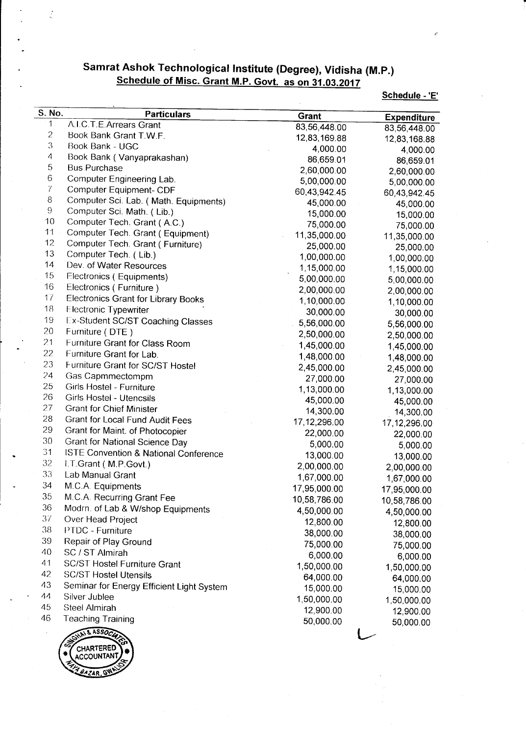# Samrat Ashok Technological Institute (Degree), Vidisha (M.P.)

## Schedule of Misc. Grant M.P. Govt. as on 31.03.2017

**Schedule - 'E'**

| S. No. | Particulars | Grant | Expenditure |
|---|---|---|---|
| 1 | A.I.C.T.E.Arrears Grant | 83,56,448.00 | 83,56,448.00 |
| 2 | Book Bank Grant T.W.F. | 12,83,169.88 | 12,83,168.88 |
| 3 | Book Bank - UGC | 4,000.00 | 4,000.00 |
| 4 | Book Bank ( Vanyaprakashan) | 86,659.01 | 86,659.01 |
| 5 | Bus Purchase | 2,60,000.00 | 2,60,000.00 |
| 6 | Computer Engineering Lab. | 5,00,000.00 | 5,00,000.00 |
| 7 | Computer Equipment- CDF | 60,43,942.45 | 60,43,942.45 |
| 8 | Computer Sci. Lab. ( Math. Equipments) | 45,000.00 | 45,000.00 |
| 9 | Computer Sci. Math. ( Lib.) | 15,000.00 | 15,000.00 |
| 10 | Computer Tech. Grant ( A.C.) | 75,000.00 | 75,000.00 |
| 11 | Computer Tech. Grant ( Equipment) | 11,35,000.00 | 11,35,000.00 |
| 12 | Computer Tech. Grant ( Furniture) | 25,000.00 | 25,000.00 |
| 13 | Computer Tech. ( Lib.) | 1,00,000.00 | 1,00,000.00 |
| 14 | Dev. of Water Resources | 1,15,000.00 | 1,15,000.00 |
| 15 | Electronics ( Equipments) | 5,00,000.00 | 5,00,000.00 |
| 16 | Electronics ( Furniture ) | 2,00,000.00 | 2,00,000.00 |
| 17 | Electronics Grant for Library Books | 1,10,000.00 | 1,10,000.00 |
| 18 | Electronic Typewriter | 30,000.00 | 30,000.00 |
| 19 | Ex-Student SC/ST Coaching Classes | 5,56,000.00 | 5,56,000.00 |
| 20 | Furniture ( DTE ) | 2,50,000.00 | 2,50,000.00 |
| 21 | Furniture Grant for Class Room | 1,45,000.00 | 1,45,000.00 |
| 22 | Furniture Grant for Lab. | 1,48,000.00 | 1,48,000.00 |
| 23 | Furniture Grant for SC/ST Hostel | 2,45,000.00 | 2,45,000.00 |
| 24 | Gas Capmmectompm | 27,000.00 | 27,000.00 |
| 25 | Girls Hostel - Furniture | 1,13,000.00 | 1,13,000.00 |
| 26 | Girls Hostel - Utencsils | 45,000.00 | 45,000.00 |
| 27 | Grant for Chief Minister | 14,300.00 | 14,300.00 |
| 28 | Grant for Local Fund Audit Fees | 17,12,296.00 | 17,12,296.00 |
| 29 | Grant for Maint. of Photocopier | 22,000.00 | 22,000.00 |
| 30 | Grant for National Science Day | 5,000.00 | 5,000.00 |
| 31 | ISTE Convention & National Conference | 13,000.00 | 13,000.00 |
| 32 | I.T.Grant ( M.P.Govt.) | 2,00,000.00 | 2,00,000.00 |
| 33 | Lab Manual Grant | 1,67,000.00 | 1,67,000.00 |
| 34 | M.C.A. Equipments | 17,95,000.00 | 17,95,000.00 |
| 35 | M.C.A. Recurring Grant Fee | 10,58,786.00 | 10,58,786.00 |
| 36 | Modrn. of Lab & W/shop Equipments | 4,50,000.00 | 4,50,000.00 |
| 37 | Over Head Project | 12,800.00 | 12,800.00 |
| 38 | PTDC - Furniture | 38,000.00 | 38,000.00 |
| 39 | Repair of Play Ground | 75,000.00 | 75,000.00 |
| 40 | SC / ST Almirah | 6,000.00 | 6,000.00 |
| 41 | SC/ST Hostel Furniture Grant | 1,50,000.00 | 1,50,000.00 |
| 42 | SC/ST Hostel Utensils | 64,000.00 | 64,000.00 |
| 43 | Seminar for Energy Efficient Light System | 15,000.00 | 15,000.00 |
| 44 | Silver Jublee | 1,50,000.00 | 1,50,000.00 |
| 45 | Steel Almirah | 12,900.00 | 12,900.00 |
| 46 | Teaching Training | 50,000.00 | 50,000.00 |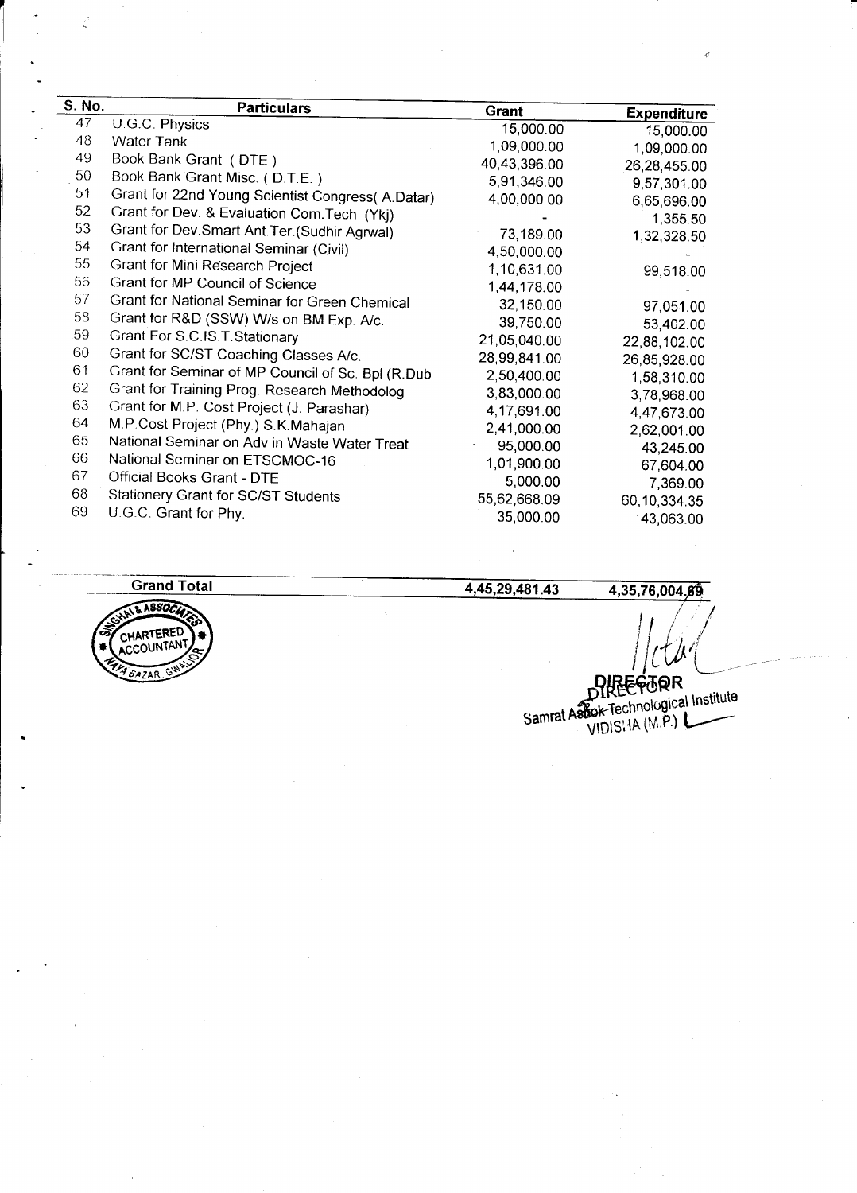| S. No. | Particulars | Grant | Expenditure |
|---|---|---|---|
| 47 | U.G.C. Physics | 15,000.00 | 15,000.00 |
| 48 | Water Tank | 1,09,000.00 | 1,09,000.00 |
| 49 | Book Bank Grant ( DTE ) | 40,43,396.00 | 26,28,455.00 |
| 50 | Book Bank Grant Misc. ( D.T.E. ) | 5,91,346.00 | 9,57,301.00 |
| 51 | Grant for 22nd Young Scientist Congress( A.Datar) | 4,00,000.00 | 6,65,696.00 |
| 52 | Grant for Dev. & Evaluation Com.Tech (Ykj) | - | 1,355.50 |
| 53 | Grant for Dev.Smart Ant.Ter.(Sudhir Agrwal) | 73,189.00 | 1,32,328.50 |
| 54 | Grant for International Seminar (Civil) | 4,50,000.00 | - |
| 55 | Grant for Mini Research Project | 1,10,631.00 | 99,518.00 |
| 56 | Grant for MP Council of Science | 1,44,178.00 | - |
| 57 | Grant for National Seminar for Green Chemical | 32,150.00 | 97,051.00 |
| 58 | Grant for R&D (SSW) W/s on BM Exp. A/c. | 39,750.00 | 53,402.00 |
| 59 | Grant For S.C.IS.T.Stationary | 21,05,040.00 | 22,88,102.00 |
| 60 | Grant for SC/ST Coaching Classes A/c. | 28,99,841.00 | 26,85,928.00 |
| 61 | Grant for Seminar of MP Council of Sc. Bpl (R.Dub | 2,50,400.00 | 1,58,310.00 |
| 62 | Grant for Training Prog. Research Methodolog | 3,83,000.00 | 3,78,968.00 |
| 63 | Grant for M.P. Cost Project (J. Parashar) | 4,17,691.00 | 4,47,673.00 |
| 64 | M.P.Cost Project (Phy.) S.K.Mahajan | 2,41,000.00 | 2,62,001.00 |
| 65 | National Seminar on Adv in Waste Water Treat | 95,000.00 | 43,245.00 |
| 66 | National Seminar on ETSCMOC-16 | 1,01,900.00 | 67,604.00 |
| 67 | Official Books Grant - DTE | 5,000.00 | 7,369.00 |
| 68 | Stationery Grant for SC/ST Students | 55,62,668.09 | 60,10,334.35 |
| 69 | U.G.C. Grant for Phy. | 35,000.00 | 43,063.00 |
| | **Grand Total** | **4,45,29,481.43** | **4,35,76,004.09** |

SINGHAI & ASSOCIATES CHARTERED ACCOUNTANT NAYA BAZAR GWALIOR

DIRECTOR
Samrat Ashok Technological Institute
VIDISHA (M.P.)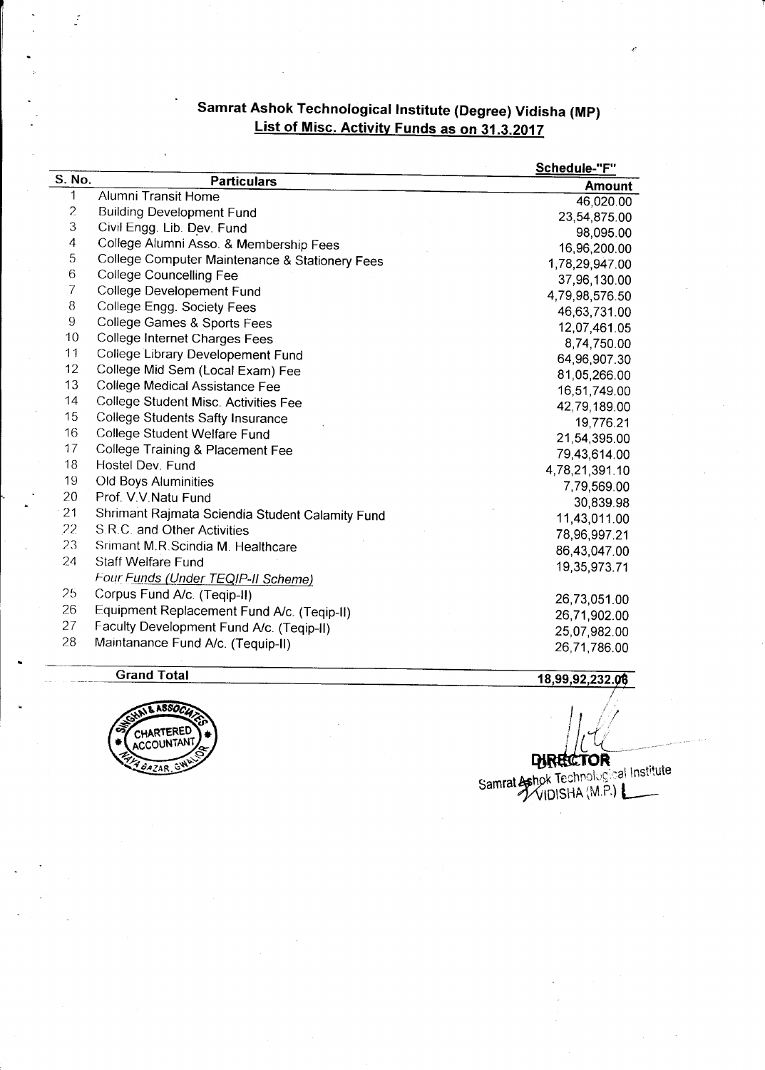## Samrat Ashok Technological Institute (Degree) Vidisha (MP)

## List of Misc. Activity Funds as on 31.3.2017

**Schedule-"F"**

| S. No. | Particulars | Amount |
|---|---|---|
| 1 | Alumni Transit Home | 46,020.00 |
| 2 | Building Development Fund | 23,54,875.00 |
| 3 | Civil Engg. Lib. Dev. Fund | 98,095.00 |
| 4 | College Alumni Asso. & Membership Fees | 16,96,200.00 |
| 5 | College Computer Maintenance & Stationery Fees | 1,78,29,947.00 |
| 6 | College Councelling Fee | 37,96,130.00 |
| 7 | College Developement Fund | 4,79,98,576.50 |
| 8 | College Engg. Society Fees | 46,63,731.00 |
| 9 | College Games & Sports Fees | 12,07,461.05 |
| 10 | College Internet Charges Fees | 8,74,750.00 |
| 11 | College Library Developement Fund | 64,96,907.30 |
| 12 | College Mid Sem (Local Exam) Fee | 81,05,266.00 |
| 13 | College Medical Assistance Fee | 16,51,749.00 |
| 14 | College Student Misc. Activities Fee | 42,79,189.00 |
| 15 | College Students Safty Insurance | 19,776.21 |
| 16 | College Student Welfare Fund | 21,54,395.00 |
| 17 | College Training & Placement Fee | 79,43,614.00 |
| 18 | Hostel Dev. Fund | 4,78,21,391.10 |
| 19 | Old Boys Aluminities | 7,79,569.00 |
| 20 | Prof. V.V.Natu Fund | 30,839.98 |
| 21 | Shrimant Rajmata Sciendia Student Calamity Fund | 11,43,011.00 |
| 22 | S.R.C. and Other Activities | 78,96,997.21 |
| 23 | Srimant M.R.Scindia M. Healthcare | 86,43,047.00 |
| 24 | Staff Welfare Fund | 19,35,973.71 |
| | *Four Funds (Under TEQIP-II Scheme)* | |
| 25 | Corpus Fund A/c. (Teqip-II) | 26,73,051.00 |
| 26 | Equipment Replacement Fund A/c. (Teqip-II) | 26,71,902.00 |
| 27 | Faculty Development Fund A/c. (Teqip-II) | 25,07,982.00 |
| 28 | Maintanance Fund A/c. (Tequip-II) | 26,71,786.00 |
| | **Grand Total** | **18,99,92,232.06** |

**DIRECTOR**
Samrat Ashok Technological Institute
VIDISHA (M.P.)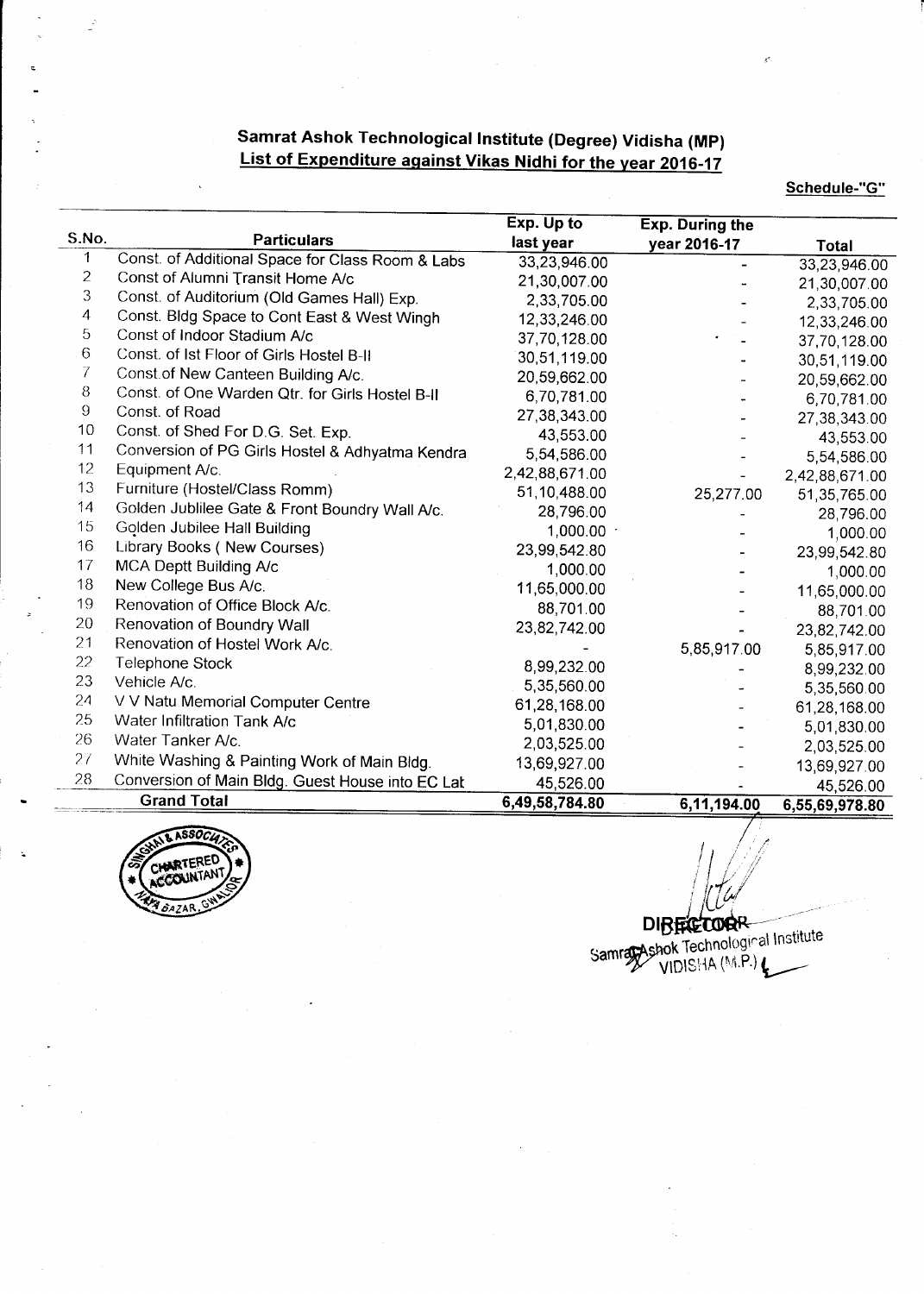## Samrat Ashok Technological Institute (Degree) Vidisha (MP)
## List of Expenditure against Vikas Nidhi for the year 2016-17

**Schedule-"G"**

| S.No. | Particulars | Exp. Up to last year | Exp. During the year 2016-17 | Total |
|---|---|---|---|---|
| 1 | Const. of Additional Space for Class Room & Labs | 33,23,946.00 | - | 33,23,946.00 |
| 2 | Const of Alumni Transit Home A/c | 21,30,007.00 | - | 21,30,007.00 |
| 3 | Const. of Auditorium (Old Games Hall) Exp. | 2,33,705.00 | - | 2,33,705.00 |
| 4 | Const. Bldg Space to Cont East & West Wingh | 12,33,246.00 | - | 12,33,246.00 |
| 5 | Const of Indoor Stadium A/c | 37,70,128.00 | - | 37,70,128.00 |
| 6 | Const. of Ist Floor of Girls Hostel B-II | 30,51,119.00 | - | 30,51,119.00 |
| 7 | Const.of New Canteen Building A/c. | 20,59,662.00 | - | 20,59,662.00 |
| 8 | Const. of One Warden Qtr. for Girls Hostel B-II | 6,70,781.00 | - | 6,70,781.00 |
| 9 | Const. of Road | 27,38,343.00 | - | 27,38,343.00 |
| 10 | Const. of Shed For D.G. Set. Exp. | 43,553.00 | - | 43,553.00 |
| 11 | Conversion of PG Girls Hostel & Adhyatma Kendra | 5,54,586.00 | - | 5,54,586.00 |
| 12 | Equipment A/c. | 2,42,88,671.00 | - | 2,42,88,671.00 |
| 13 | Furniture (Hostel/Class Romm) | 51,10,488.00 | 25,277.00 | 51,35,765.00 |
| 14 | Golden Jublilee Gate & Front Boundry Wall A/c. | 28,796.00 | - | 28,796.00 |
| 15 | Golden Jubilee Hall Building | 1,000.00 | - | 1,000.00 |
| 16 | Library Books ( New Courses) | 23,99,542.80 | - | 23,99,542.80 |
| 17 | MCA Deptt Building A/c | 1,000.00 | - | 1,000.00 |
| 18 | New College Bus A/c. | 11,65,000.00 | - | 11,65,000.00 |
| 19 | Renovation of Office Block A/c. | 88,701.00 | - | 88,701.00 |
| 20 | Renovation of Boundry Wall | 23,82,742.00 | - | 23,82,742.00 |
| 21 | Renovation of Hostel Work A/c. | - | 5,85,917.00 | 5,85,917.00 |
| 22 | Telephone Stock | 8,99,232.00 | - | 8,99,232.00 |
| 23 | Vehicle A/c. | 5,35,560.00 | - | 5,35,560.00 |
| 24 | V V Natu Memorial Computer Centre | 61,28,168.00 | - | 61,28,168.00 |
| 25 | Water Infiltration Tank A/c | 5,01,830.00 | - | 5,01,830.00 |
| 26 | Water Tanker A/c. | 2,03,525.00 | - | 2,03,525.00 |
| 27 | White Washing & Painting Work of Main Bldg. | 13,69,927.00 | - | 13,69,927.00 |
| 28 | Conversion of Main Bldg. Guest House into EC Lat | 45,526.00 | - | 45,526.00 |
| | **Grand Total** | **6,49,58,784.80** | **6,11,194.00** | **6,55,69,978.80** |

DIRECTOR
Samrat Ashok Technological Institute
VIDISHA (M.P.)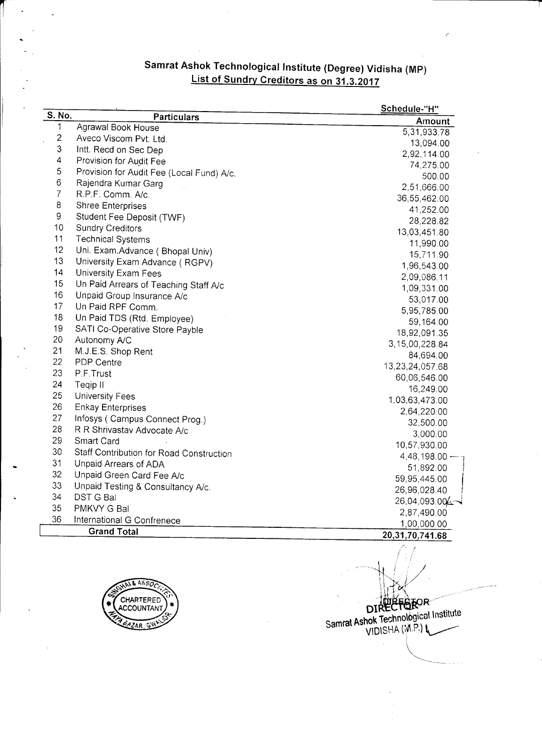# Samrat Ashok Technological Institute (Degree) Vidisha (MP)

## List of Sundry Creditors as on 31.3.2017

Schedule-"H"

| S. No. | Particulars | Amount |
|---|---|---|
| 1 | Agrawal Book House | 5,31,933.78 |
| 2 | Aveco Viscom Pvt. Ltd. | 13,094.00 |
| 3 | Intt. Recd on Sec Dep | 2,92,114.00 |
| 4 | Provision for Audit Fee | 74,275.00 |
| 5 | Provision for Audit Fee (Local Fund) A/c. | 500.00 |
| 6 | Rajendra Kumar Garg | 2,51,666.00 |
| 7 | R.P.F. Comm. A/c. | 36,55,462.00 |
| 8 | Shree Enterprises | 41,252.00 |
| 9 | Student Fee Deposit (TWF) | 28,228.82 |
| 10 | Sundry Creditors | 13,03,451.80 |
| 11 | Technical Systems | 11,990.00 |
| 12 | Uni. Exam.Advance ( Bhopal Univ) | 15,711.90 |
| 13 | University Exam Advance ( RGPV) | 1,96,543.00 |
| 14 | University Exam Fees | 2,09,086.11 |
| 15 | Un Paid Arrears of Teaching Staff A/c | 1,09,331.00 |
| 16 | Unpaid Group Insurance A/c | 53,017.00 |
| 17 | Un Paid RPF Comm. | 5,95,785.00 |
| 18 | Un Paid TDS (Rtd. Employee) | 59,164.00 |
| 19 | SATI Co-Operative Store Payble | 18,92,091.35 |
| 20 | Autonomy A/C | 3,15,00,228.84 |
| 21 | M.J.E.S. Shop Rent | 84,694.00 |
| 22 | PDP Centre | 13,23,24,057.68 |
| 23 | P.F.Trust | 60,06,546.00 |
| 24 | Teqip II | 16,249.00 |
| 25 | University Fees | 1,03,63,473.00 |
| 26 | Enkay Enterprises | 2,64,220.00 |
| 27 | Infosys ( Campus Connect Prog.) | 32,500.00 |
| 28 | R R Shrivastav Advocate A/c | 3,000.00 |
| 29 | Smart Card | 10,57,930.00 |
| 30 | Staff Contribution for Road Construction | 4,48,198.00 |
| 31 | Unpaid Arrears of ADA | 51,892.00 |
| 32 | Unpaid Green Card Fee A/c | 59,95,445.00 |
| 33 | Unpaid Testing & Consultancy A/c. | 26,96,028.40 |
| 34 | DST G Bal | 26,04,093.00 |
| 35 | PMKVY G Bal | 2,87,490.00 |
| 36 | International G Confrenece | 1,00,000.00 |
| | **Grand Total** | **20,31,70,741.68** |

SINGHAI & ASSOCIATES CHARTERED ACCOUNTANT NAYA BAZAR, GWALIOR

DIRECTOR
Samrat Ashok Technological Institute
VIDISHA (M.P.)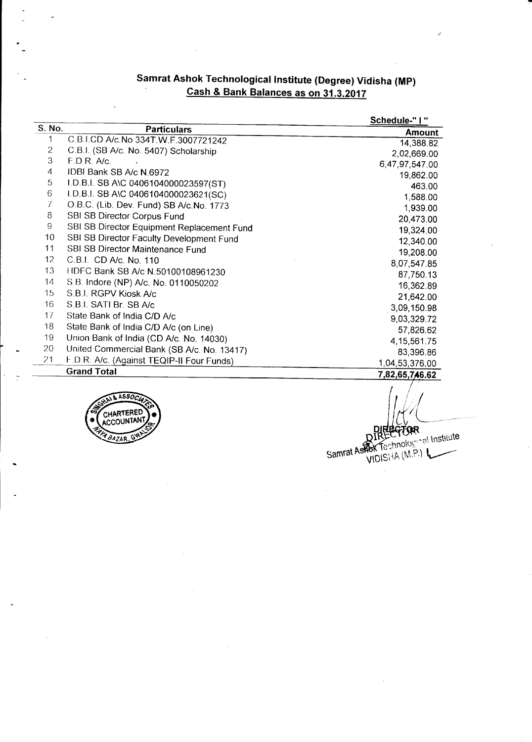# Samrat Ashok Technological Institute (Degree) Vidisha (MP)

## Cash & Bank Balances as on 31.3.2017

Schedule-" I "

| S. No. | Particulars | Amount |
|---|---|---|
| 1 | C.B.I.CD A/c.No 334T.W.F.3007721242 | 14,388.82 |
| 2 | C.B.I. (SB A/c. No. 5407) Scholarship | 2,02,669.00 |
| 3 | F.D.R. A/c. | 6,47,97,547.00 |
| 4 | IDBI Bank SB A/c N.6972 | 19,862.00 |
| 5 | I.D.B.I. SB A\C 0406104000023597(ST) | 463.00 |
| 6 | I.D.B.I. SB A\C 0406104000023621(SC) | 1,588.00 |
| 7 | O.B.C. (Lib. Dev. Fund) SB A/c.No. 1773 | 1,939.00 |
| 8 | SBI SB Director Corpus Fund | 20,473.00 |
| 9 | SBI SB Director Equipment Replacement Fund | 19,324.00 |
| 10 | SBI SB Director Faculty Development Fund | 12,340.00 |
| 11 | SBI SB Director Maintenance Fund | 19,208.00 |
| 12 | C.B.I. CD A/c. No. 110 | 8,07,547.85 |
| 13 | HDFC Bank SB A/c N.50100108961230 | 87,750.13 |
| 14 | S.B. Indore (NP) A/c. No. 0110050202 | 16,362.89 |
| 15 | S.B.I. RGPV Kiosk A/c | 21,642.00 |
| 16 | S.B.I. SATI Br. SB A/c | 3,09,150.98 |
| 17 | State Bank of India C/D A/c | 9,03,329.72 |
| 18 | State Bank of India C/D A/c (on Line) | 57,826.62 |
| 19 | Union Bank of India (CD A/c. No. 14030) | 4,15,561.75 |
| 20 | United Commercial Bank (SB A/c. No. 13417) | 83,396.86 |
| 21 | F.D.R. A/c. (Against TEQIP-II Four Funds) | 1,04,53,376.00 |
| | **Grand Total** | **7,82,65,746.62** |

DIRECTOR
Samrat Ashok Technological Institute
VIDISHA (M.P.)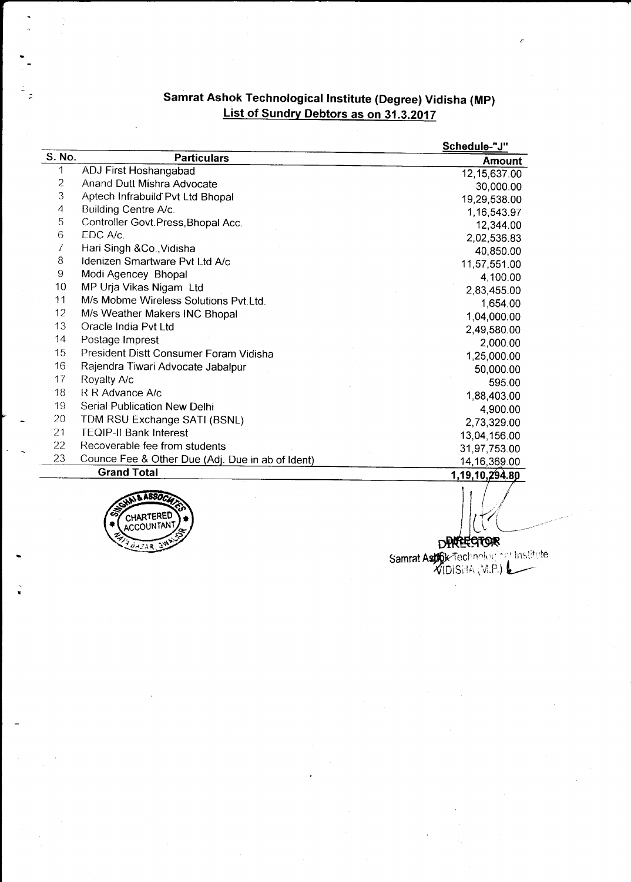## Samrat Ashok Technological Institute (Degree) Vidisha (MP)

**List of Sundry Debtors as on 31.3.2017**

Schedule-"J"

| S. No. | Particulars | Amount |
|---|---|---|
| 1 | ADJ First Hoshangabad | 12,15,637.00 |
| 2 | Anand Dutt Mishra Advocate | 30,000.00 |
| 3 | Aptech Infrabuild Pvt Ltd Bhopal | 19,29,538.00 |
| 4 | Building Centre A/c. | 1,16,543.97 |
| 5 | Controller Govt.Press,Bhopal Acc. | 12,344.00 |
| 6 | EDC A/c. | 2,02,536.83 |
| 7 | Hari Singh &Co.,Vidisha | 40,850.00 |
| 8 | Idenizen Smartware Pvt Ltd A/c | 11,57,551.00 |
| 9 | Modi Agencey Bhopal | 4,100.00 |
| 10 | MP Urja Vikas Nigam Ltd | 2,83,455.00 |
| 11 | M/s Mobme Wireless Solutions Pvt.Ltd. | 1,654.00 |
| 12 | M/s Weather Makers INC Bhopal | 1,04,000.00 |
| 13 | Oracle India Pvt Ltd | 2,49,580.00 |
| 14 | Postage Imprest | 2,000.00 |
| 15 | President Distt Consumer Foram Vidisha | 1,25,000.00 |
| 16 | Rajendra Tiwari Advocate Jabalpur | 50,000.00 |
| 17 | Royalty A/c | 595.00 |
| 18 | R R Advance A/c | 1,88,403.00 |
| 19 | Serial Publication New Delhi | 4,900.00 |
| 20 | TDM RSU Exchange SATI (BSNL) | 2,73,329.00 |
| 21 | TEQIP-II Bank Interest | 13,04,156.00 |
| 22 | Recoverable fee from students | 31,97,753.00 |
| 23 | Counce Fee & Other Due (Adj. Due in ab of Ident) | 14,16,369.00 |
| | **Grand Total** | **1,19,10,294.80** |

SINGHAI & ASSOCIATES CHARTERED ACCOUNTANT NAYA BAZAR GWALIOR

DIRECTOR
Samrat Ashok Technological Institute
VIDISHA (M.P.)